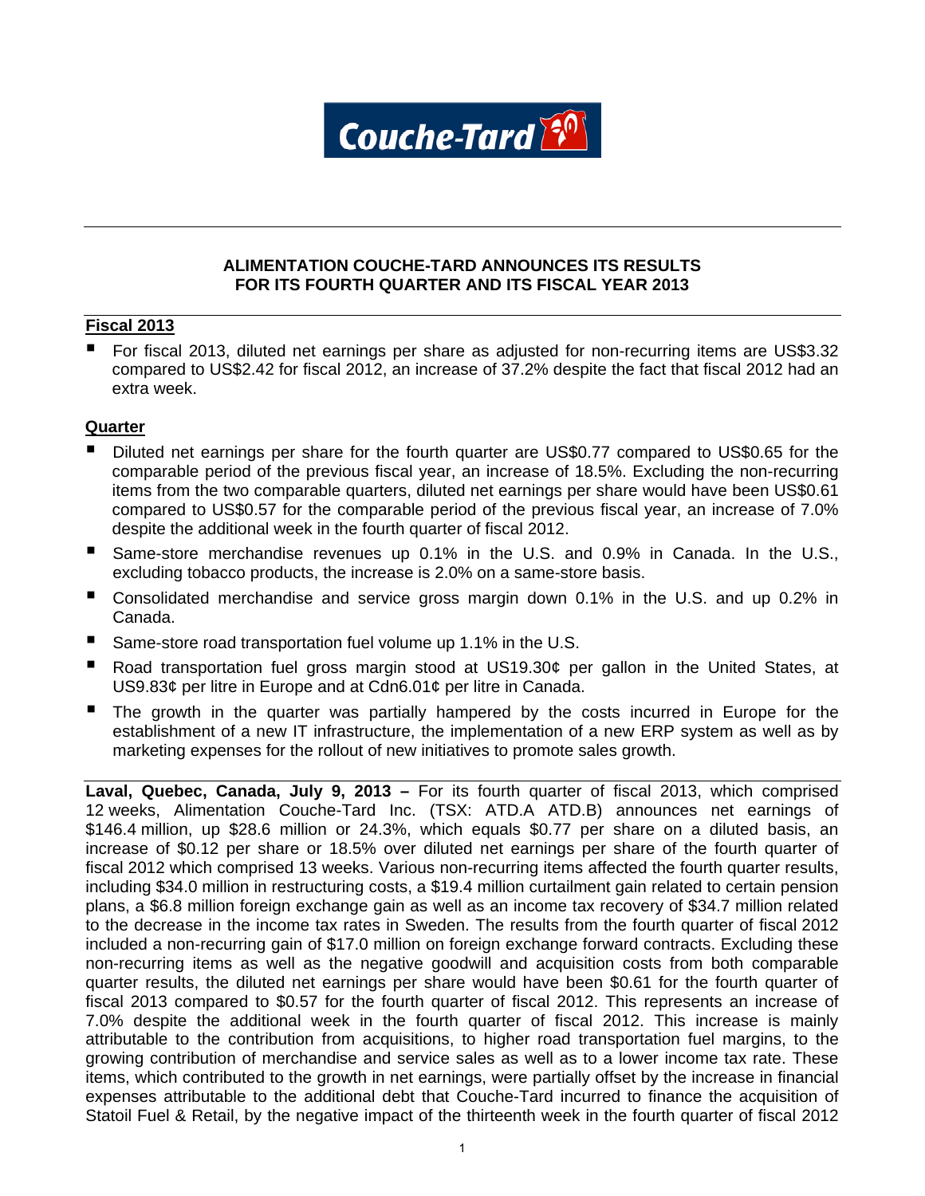# ALIMENTATION COUCHE-TARD ANNOUNCES ITS RESULTS FOR ITS FOURTH QUARTER AND ITS FISCAL YEAR 2013

## Fiscal 2013

- For fiscal 2013, diluted net earnings per share as adjusted for non-recurring items are US$3.32 compared to US$2.42 for fiscal 2012, an increase of 37.2% despite the fact that fiscal 2012 had an extra week.

## Quarter

- Diluted net earnings per share for the fourth quarter are US$0.77 compared to US$0.65 for the comparable period of the previous fiscal year, an increase of 18.5%. Excluding the non-recurring items from the two comparable quarters, diluted net earnings per share would have been US$0.61 compared to US$0.57 for the comparable period of the previous fiscal year, an increase of 7.0% despite the additional week in the fourth quarter of fiscal 2012.
- Same-store merchandise revenues up 0.1% in the U.S. and 0.9% in Canada. In the U.S., excluding tobacco products, the increase is 2.0% on a same-store basis.
- Consolidated merchandise and service gross margin down 0.1% in the U.S. and up 0.2% in Canada.
- Same-store road transportation fuel volume up 1.1% in the U.S.
- Road transportation fuel gross margin stood at US19.30¢ per gallon in the United States, at US9.83¢ per litre in Europe and at Cdn6.01¢ per litre in Canada.
- The growth in the quarter was partially hampered by the costs incurred in Europe for the establishment of a new IT infrastructure, the implementation of a new ERP system as well as by marketing expenses for the rollout of new initiatives to promote sales growth.

**Laval, Quebec, Canada, July 9, 2013 –** For its fourth quarter of fiscal 2013, which comprised 12 weeks, Alimentation Couche-Tard Inc. (TSX: ATD.A ATD.B) announces net earnings of $146.4 million, up $28.6 million or 24.3%, which equals $0.77 per share on a diluted basis, an increase of $0.12 per share or 18.5% over diluted net earnings per share of the fourth quarter of fiscal 2012 which comprised 13 weeks. Various non-recurring items affected the fourth quarter results, including $34.0 million in restructuring costs, a $19.4 million curtailment gain related to certain pension plans, a $6.8 million foreign exchange gain as well as an income tax recovery of $34.7 million related to the decrease in the income tax rates in Sweden. The results from the fourth quarter of fiscal 2012 included a non-recurring gain of $17.0 million on foreign exchange forward contracts. Excluding these non-recurring items as well as the negative goodwill and acquisition costs from both comparable quarter results, the diluted net earnings per share would have been $0.61 for the fourth quarter of fiscal 2013 compared to $0.57 for the fourth quarter of fiscal 2012. This represents an increase of 7.0% despite the additional week in the fourth quarter of fiscal 2012. This increase is mainly attributable to the contribution from acquisitions, to higher road transportation fuel margins, to the growing contribution of merchandise and service sales as well as to a lower income tax rate. These items, which contributed to the growth in net earnings, were partially offset by the increase in financial expenses attributable to the additional debt that Couche-Tard incurred to finance the acquisition of Statoil Fuel & Retail, by the negative impact of the thirteenth week in the fourth quarter of fiscal 2012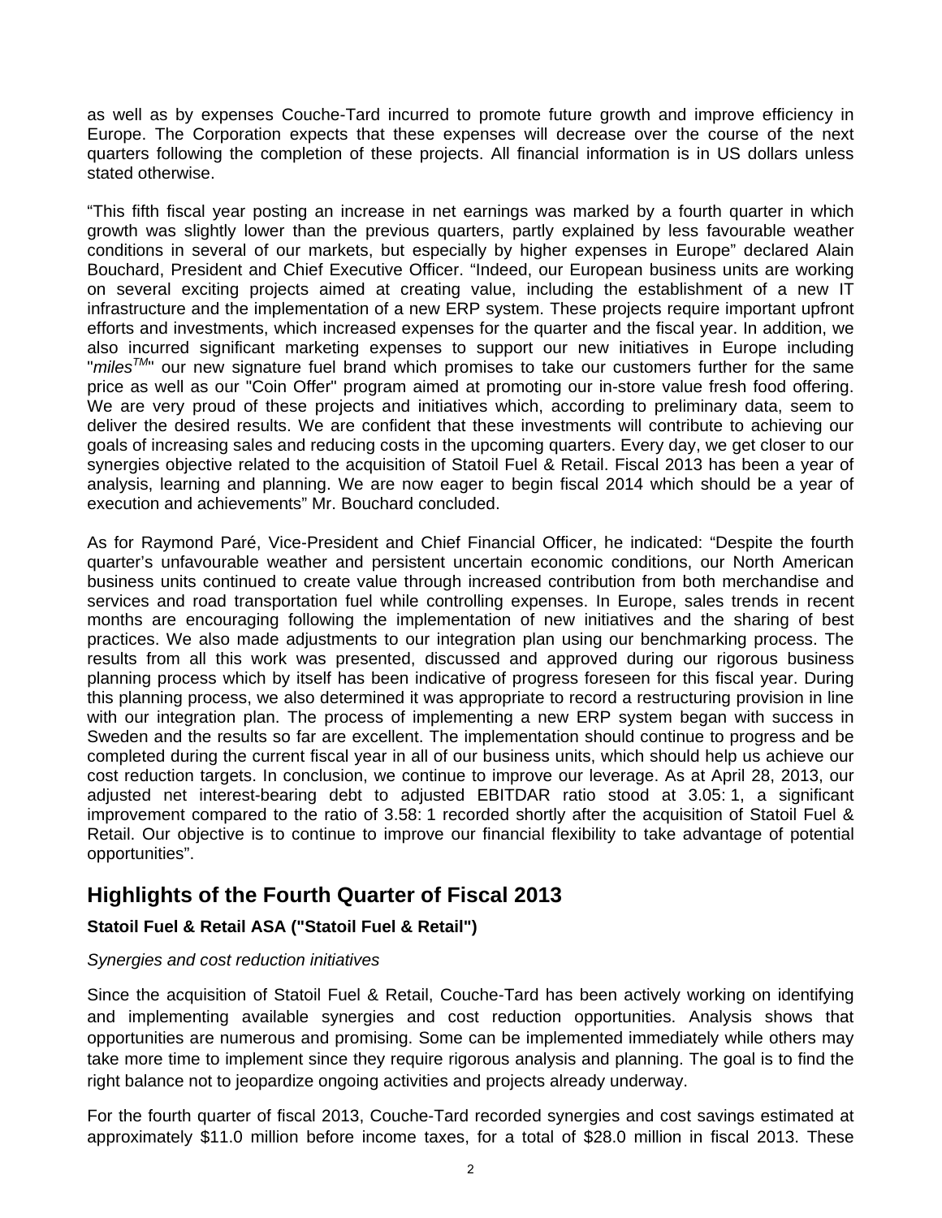as well as by expenses Couche-Tard incurred to promote future growth and improve efficiency in Europe. The Corporation expects that these expenses will decrease over the course of the next quarters following the completion of these projects. All financial information is in US dollars unless stated otherwise.

"This fifth fiscal year posting an increase in net earnings was marked by a fourth quarter in which growth was slightly lower than the previous quarters, partly explained by less favourable weather conditions in several of our markets, but especially by higher expenses in Europe" declared Alain Bouchard, President and Chief Executive Officer. "Indeed, our European business units are working on several exciting projects aimed at creating value, including the establishment of a new IT infrastructure and the implementation of a new ERP system. These projects require important upfront efforts and investments, which increased expenses for the quarter and the fiscal year. In addition, we also incurred significant marketing expenses to support our new initiatives in Europe including "*miles*™" our new signature fuel brand which promises to take our customers further for the same price as well as our "Coin Offer" program aimed at promoting our in-store value fresh food offering. We are very proud of these projects and initiatives which, according to preliminary data, seem to deliver the desired results. We are confident that these investments will contribute to achieving our goals of increasing sales and reducing costs in the upcoming quarters. Every day, we get closer to our synergies objective related to the acquisition of Statoil Fuel & Retail. Fiscal 2013 has been a year of analysis, learning and planning. We are now eager to begin fiscal 2014 which should be a year of execution and achievements" Mr. Bouchard concluded.

As for Raymond Paré, Vice-President and Chief Financial Officer, he indicated: "Despite the fourth quarter's unfavourable weather and persistent uncertain economic conditions, our North American business units continued to create value through increased contribution from both merchandise and services and road transportation fuel while controlling expenses. In Europe, sales trends in recent months are encouraging following the implementation of new initiatives and the sharing of best practices. We also made adjustments to our integration plan using our benchmarking process. The results from all this work was presented, discussed and approved during our rigorous business planning process which by itself has been indicative of progress foreseen for this fiscal year. During this planning process, we also determined it was appropriate to record a restructuring provision in line with our integration plan. The process of implementing a new ERP system began with success in Sweden and the results so far are excellent. The implementation should continue to progress and be completed during the current fiscal year in all of our business units, which should help us achieve our cost reduction targets. In conclusion, we continue to improve our leverage. As at April 28, 2013, our adjusted net interest-bearing debt to adjusted EBITDAR ratio stood at 3.05: 1, a significant improvement compared to the ratio of 3.58: 1 recorded shortly after the acquisition of Statoil Fuel & Retail. Our objective is to continue to improve our financial flexibility to take advantage of potential opportunities".

## Highlights of the Fourth Quarter of Fiscal 2013

### Statoil Fuel & Retail ASA ("Statoil Fuel & Retail")

*Synergies and cost reduction initiatives*

Since the acquisition of Statoil Fuel & Retail, Couche-Tard has been actively working on identifying and implementing available synergies and cost reduction opportunities. Analysis shows that opportunities are numerous and promising. Some can be implemented immediately while others may take more time to implement since they require rigorous analysis and planning. The goal is to find the right balance not to jeopardize ongoing activities and projects already underway.

For the fourth quarter of fiscal 2013, Couche-Tard recorded synergies and cost savings estimated at approximately $11.0 million before income taxes, for a total of $28.0 million in fiscal 2013. These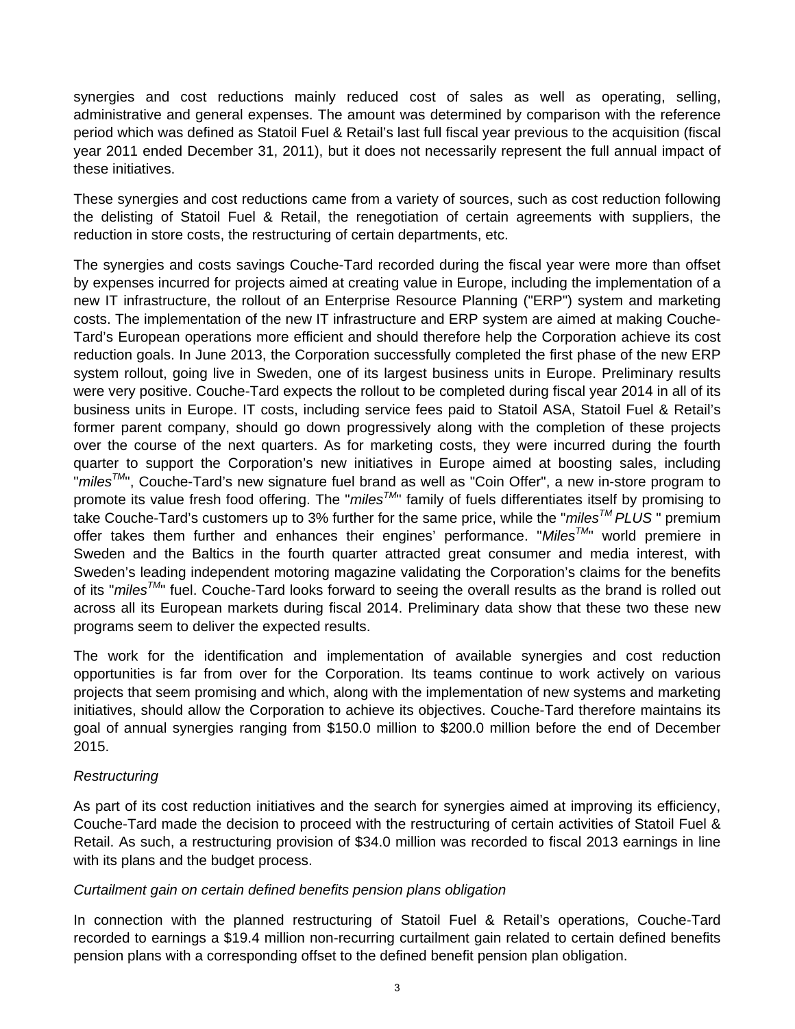synergies and cost reductions mainly reduced cost of sales as well as operating, selling, administrative and general expenses. The amount was determined by comparison with the reference period which was defined as Statoil Fuel & Retail's last full fiscal year previous to the acquisition (fiscal year 2011 ended December 31, 2011), but it does not necessarily represent the full annual impact of these initiatives.

These synergies and cost reductions came from a variety of sources, such as cost reduction following the delisting of Statoil Fuel & Retail, the renegotiation of certain agreements with suppliers, the reduction in store costs, the restructuring of certain departments, etc.

The synergies and costs savings Couche-Tard recorded during the fiscal year were more than offset by expenses incurred for projects aimed at creating value in Europe, including the implementation of a new IT infrastructure, the rollout of an Enterprise Resource Planning ("ERP") system and marketing costs. The implementation of the new IT infrastructure and ERP system are aimed at making Couche-Tard's European operations more efficient and should therefore help the Corporation achieve its cost reduction goals. In June 2013, the Corporation successfully completed the first phase of the new ERP system rollout, going live in Sweden, one of its largest business units in Europe. Preliminary results were very positive. Couche-Tard expects the rollout to be completed during fiscal year 2014 in all of its business units in Europe. IT costs, including service fees paid to Statoil ASA, Statoil Fuel & Retail's former parent company, should go down progressively along with the completion of these projects over the course of the next quarters. As for marketing costs, they were incurred during the fourth quarter to support the Corporation's new initiatives in Europe aimed at boosting sales, including "*miles*TM", Couche-Tard's new signature fuel brand as well as "Coin Offer", a new in-store program to promote its value fresh food offering. The "*miles*TM" family of fuels differentiates itself by promising to take Couche-Tard's customers up to 3% further for the same price, while the "*milesTM PLUS* " premium offer takes them further and enhances their engines' performance. "*Miles*TM" world premiere in Sweden and the Baltics in the fourth quarter attracted great consumer and media interest, with Sweden's leading independent motoring magazine validating the Corporation's claims for the benefits of its "*miles*TM" fuel. Couche-Tard looks forward to seeing the overall results as the brand is rolled out across all its European markets during fiscal 2014. Preliminary data show that these two these new programs seem to deliver the expected results.

The work for the identification and implementation of available synergies and cost reduction opportunities is far from over for the Corporation. Its teams continue to work actively on various projects that seem promising and which, along with the implementation of new systems and marketing initiatives, should allow the Corporation to achieve its objectives. Couche-Tard therefore maintains its goal of annual synergies ranging from $150.0 million to $200.0 million before the end of December 2015.

*Restructuring*

As part of its cost reduction initiatives and the search for synergies aimed at improving its efficiency, Couche-Tard made the decision to proceed with the restructuring of certain activities of Statoil Fuel & Retail. As such, a restructuring provision of $34.0 million was recorded to fiscal 2013 earnings in line with its plans and the budget process.

*Curtailment gain on certain defined benefits pension plans obligation*

In connection with the planned restructuring of Statoil Fuel & Retail's operations, Couche-Tard recorded to earnings a $19.4 million non-recurring curtailment gain related to certain defined benefits pension plans with a corresponding offset to the defined benefit pension plan obligation.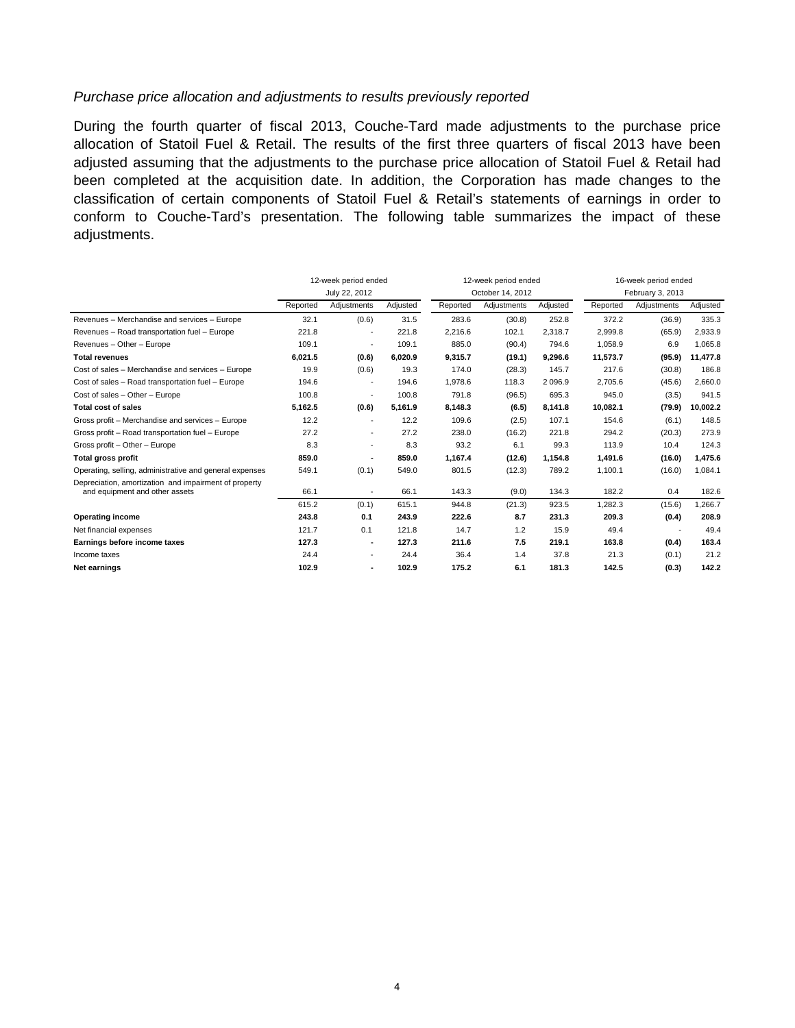*Purchase price allocation and adjustments to results previously reported*

During the fourth quarter of fiscal 2013, Couche-Tard made adjustments to the purchase price allocation of Statoil Fuel & Retail. The results of the first three quarters of fiscal 2013 have been adjusted assuming that the adjustments to the purchase price allocation of Statoil Fuel & Retail had been completed at the acquisition date. In addition, the Corporation has made changes to the classification of certain components of Statoil Fuel & Retail's statements of earnings in order to conform to Couche-Tard's presentation. The following table summarizes the impact of these adjustments.

| | 12-week period ended July 22, 2012 | | | 12-week period ended October 14, 2012 | | | 16-week period ended February 3, 2013 | | |
|---|---|---|---|---|---|---|---|---|---|
| | Reported | Adjustments | Adjusted | Reported | Adjustments | Adjusted | Reported | Adjustments | Adjusted |
| Revenues – Merchandise and services – Europe | 32.1 | (0.6) | 31.5 | 283.6 | (30.8) | 252.8 | 372.2 | (36.9) | 335.3 |
| Revenues – Road transportation fuel – Europe | 221.8 | - | 221.8 | 2,216.6 | 102.1 | 2,318.7 | 2,999.8 | (65.9) | 2,933.9 |
| Revenues – Other – Europe | 109.1 | - | 109.1 | 885.0 | (90.4) | 794.6 | 1,058.9 | 6.9 | 1,065.8 |
| **Total revenues** | **6,021.5** | **(0.6)** | **6,020.9** | **9,315.7** | **(19.1)** | **9,296.6** | **11,573.7** | **(95.9)** | **11,477.8** |
| Cost of sales – Merchandise and services – Europe | 19.9 | (0.6) | 19.3 | 174.0 | (28.3) | 145.7 | 217.6 | (30.8) | 186.8 |
| Cost of sales – Road transportation fuel – Europe | 194.6 | - | 194.6 | 1,978.6 | 118.3 | 2 096.9 | 2,705.6 | (45.6) | 2,660.0 |
| Cost of sales – Other – Europe | 100.8 | - | 100.8 | 791.8 | (96.5) | 695.3 | 945.0 | (3.5) | 941.5 |
| **Total cost of sales** | **5,162.5** | **(0.6)** | **5,161.9** | **8,148.3** | **(6.5)** | **8,141.8** | **10,082.1** | **(79.9)** | **10,002.2** |
| Gross profit – Merchandise and services – Europe | 12.2 | - | 12.2 | 109.6 | (2.5) | 107.1 | 154.6 | (6.1) | 148.5 |
| Gross profit – Road transportation fuel – Europe | 27.2 | - | 27.2 | 238.0 | (16.2) | 221.8 | 294.2 | (20.3) | 273.9 |
| Gross profit – Other – Europe | 8.3 | - | 8.3 | 93.2 | 6.1 | 99.3 | 113.9 | 10.4 | 124.3 |
| **Total gross profit** | **859.0** | **-** | **859.0** | **1,167.4** | **(12.6)** | **1,154.8** | **1,491.6** | **(16.0)** | **1,475.6** |
| Operating, selling, administrative and general expenses | 549.1 | (0.1) | 549.0 | 801.5 | (12.3) | 789.2 | 1,100.1 | (16.0) | 1,084.1 |
| Depreciation, amortization and impairment of property and equipment and other assets | 66.1 | - | 66.1 | 143.3 | (9.0) | 134.3 | 182.2 | 0.4 | 182.6 |
| | 615.2 | (0.1) | 615.1 | 944.8 | (21.3) | 923.5 | 1,282.3 | (15.6) | 1,266.7 |
| **Operating income** | **243.8** | **0.1** | **243.9** | **222.6** | **8.7** | **231.3** | **209.3** | **(0.4)** | **208.9** |
| Net financial expenses | 121.7 | 0.1 | 121.8 | 14.7 | 1.2 | 15.9 | 49.4 | - | 49.4 |
| **Earnings before income taxes** | **127.3** | **-** | **127.3** | **211.6** | **7.5** | **219.1** | **163.8** | **(0.4)** | **163.4** |
| Income taxes | 24.4 | - | 24.4 | 36.4 | 1.4 | 37.8 | 21.3 | (0.1) | 21.2 |
| **Net earnings** | **102.9** | **-** | **102.9** | **175.2** | **6.1** | **181.3** | **142.5** | **(0.3)** | **142.2** |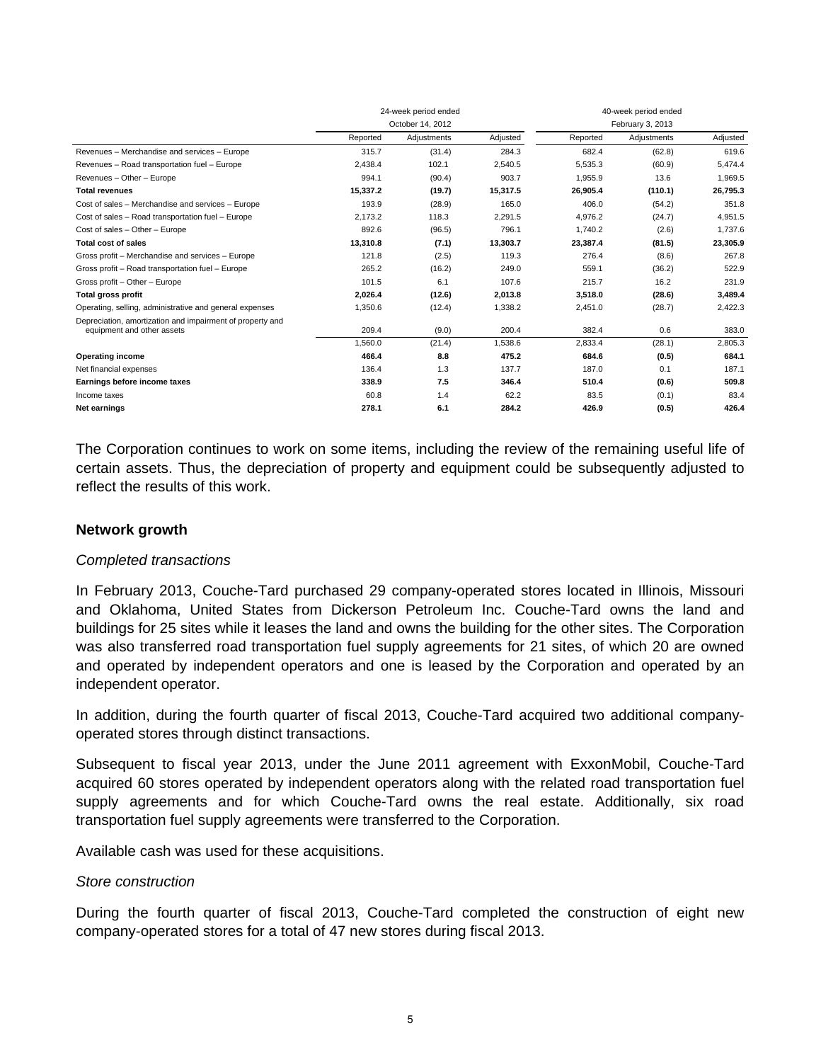| | 24-week period ended October 14, 2012 | | | 40-week period ended February 3, 2013 | | |
|---|---|---|---|---|---|---|
| | Reported | Adjustments | Adjusted | Reported | Adjustments | Adjusted |
| Revenues – Merchandise and services – Europe | 315.7 | (31.4) | 284.3 | 682.4 | (62.8) | 619.6 |
| Revenues – Road transportation fuel – Europe | 2,438.4 | 102.1 | 2,540.5 | 5,535.3 | (60.9) | 5,474.4 |
| Revenues – Other – Europe | 994.1 | (90.4) | 903.7 | 1,955.9 | 13.6 | 1,969.5 |
| **Total revenues** | **15,337.2** | **(19.7)** | **15,317.5** | **26,905.4** | **(110.1)** | **26,795.3** |
| Cost of sales – Merchandise and services – Europe | 193.9 | (28.9) | 165.0 | 406.0 | (54.2) | 351.8 |
| Cost of sales – Road transportation fuel – Europe | 2,173.2 | 118.3 | 2,291.5 | 4,976.2 | (24.7) | 4,951.5 |
| Cost of sales – Other – Europe | 892.6 | (96.5) | 796.1 | 1,740.2 | (2.6) | 1,737.6 |
| **Total cost of sales** | **13,310.8** | **(7.1)** | **13,303.7** | **23,387.4** | **(81.5)** | **23,305.9** |
| Gross profit – Merchandise and services – Europe | 121.8 | (2.5) | 119.3 | 276.4 | (8.6) | 267.8 |
| Gross profit – Road transportation fuel – Europe | 265.2 | (16.2) | 249.0 | 559.1 | (36.2) | 522.9 |
| Gross profit – Other – Europe | 101.5 | 6.1 | 107.6 | 215.7 | 16.2 | 231.9 |
| **Total gross profit** | **2,026.4** | **(12.6)** | **2,013.8** | **3,518.0** | **(28.6)** | **3,489.4** |
| Operating, selling, administrative and general expenses | 1,350.6 | (12.4) | 1,338.2 | 2,451.0 | (28.7) | 2,422.3 |
| Depreciation, amortization and impairment of property and equipment and other assets | 209.4 | (9.0) | 200.4 | 382.4 | 0.6 | 383.0 |
| | 1,560.0 | (21.4) | 1,538.6 | 2,833.4 | (28.1) | 2,805.3 |
| **Operating income** | **466.4** | **8.8** | **475.2** | **684.6** | **(0.5)** | **684.1** |
| Net financial expenses | 136.4 | 1.3 | 137.7 | 187.0 | 0.1 | 187.1 |
| **Earnings before income taxes** | **338.9** | **7.5** | **346.4** | **510.4** | **(0.6)** | **509.8** |
| Income taxes | 60.8 | 1.4 | 62.2 | 83.5 | (0.1) | 83.4 |
| **Net earnings** | **278.1** | **6.1** | **284.2** | **426.9** | **(0.5)** | **426.4** |

The Corporation continues to work on some items, including the review of the remaining useful life of certain assets. Thus, the depreciation of property and equipment could be subsequently adjusted to reflect the results of this work.

## Network growth

*Completed transactions*

In February 2013, Couche-Tard purchased 29 company-operated stores located in Illinois, Missouri and Oklahoma, United States from Dickerson Petroleum Inc. Couche-Tard owns the land and buildings for 25 sites while it leases the land and owns the building for the other sites. The Corporation was also transferred road transportation fuel supply agreements for 21 sites, of which 20 are owned and operated by independent operators and one is leased by the Corporation and operated by an independent operator.

In addition, during the fourth quarter of fiscal 2013, Couche-Tard acquired two additional company-operated stores through distinct transactions.

Subsequent to fiscal year 2013, under the June 2011 agreement with ExxonMobil, Couche-Tard acquired 60 stores operated by independent operators along with the related road transportation fuel supply agreements and for which Couche-Tard owns the real estate. Additionally, six road transportation fuel supply agreements were transferred to the Corporation.

Available cash was used for these acquisitions.

*Store construction*

During the fourth quarter of fiscal 2013, Couche-Tard completed the construction of eight new company-operated stores for a total of 47 new stores during fiscal 2013.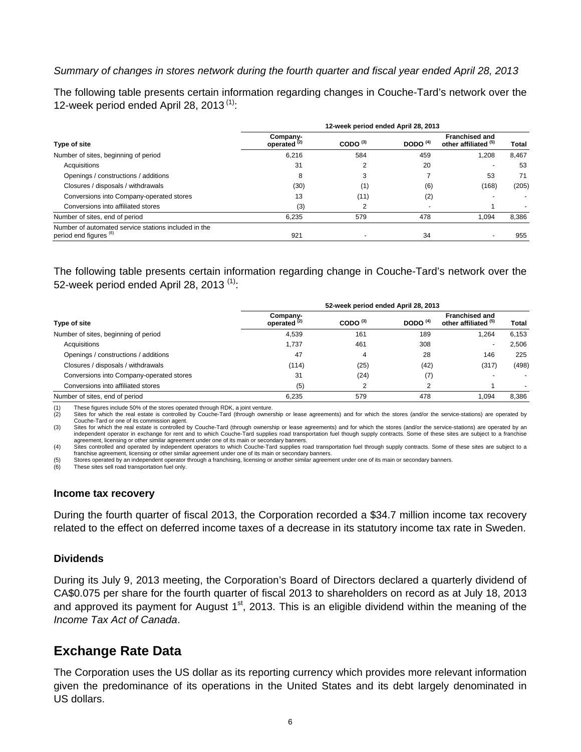*Summary of changes in stores network during the fourth quarter and fiscal year ended April 28, 2013*

The following table presents certain information regarding changes in Couche-Tard's network over the 12-week period ended April 28, 2013 [(1)]:

| | 12-week period ended April 28, 2013 | | | | |
|---|---|---|---|---|---|
| **Type of site** | **Company-operated [(2)]** | **CODO [(3)]** | **DODO [(4)]** | **Franchised and other affiliated [(5)]** | **Total** |
| Number of sites, beginning of period | 6,216 | 584 | 459 | 1,208 | 8,467 |
| Acquisitions | 31 | 2 | 20 | - | 53 |
| Openings / constructions / additions | 8 | 3 | 7 | 53 | 71 |
| Closures / disposals / withdrawals | (30) | (1) | (6) | (168) | (205) |
| Conversions into Company-operated stores | 13 | (11) | (2) | - | - |
| Conversions into affiliated stores | (3) | 2 | - | 1 | - |
| Number of sites, end of period | 6,235 | 579 | 478 | 1,094 | 8,386 |
| Number of automated service stations included in the period end figures [(6)] | 921 | - | 34 | - | 955 |

The following table presents certain information regarding change in Couche-Tard's network over the 52-week period ended April 28, 2013 [(1)]:

| | 52-week period ended April 28, 2013 | | | | |
|---|---|---|---|---|---|
| **Type of site** | **Company-operated [(2)]** | **CODO [(3)]** | **DODO [(4)]** | **Franchised and other affiliated [(5)]** | **Total** |
| Number of sites, beginning of period | 4,539 | 161 | 189 | 1,264 | 6,153 |
| Acquisitions | 1,737 | 461 | 308 | - | 2,506 |
| Openings / constructions / additions | 47 | 4 | 28 | 146 | 225 |
| Closures / disposals / withdrawals | (114) | (25) | (42) | (317) | (498) |
| Conversions into Company-operated stores | 31 | (24) | (7) | - | - |
| Conversions into affiliated stores | (5) | 2 | 2 | 1 | - |
| Number of sites, end of period | 6,235 | 579 | 478 | 1,094 | 8,386 |

(1) These figures include 50% of the stores operated through RDK, a joint venture.
(2) Sites for which the real estate is controlled by Couche-Tard (through ownership or lease agreements) and for which the stores (and/or the service-stations) are operated by Couche-Tard or one of its commission agent.
(3) Sites for which the real estate is controlled by Couche-Tard (through ownership or lease agreements) and for which the stores (and/or the service-stations) are operated by an independent operator in exchange for rent and to which Couche-Tard supplies road transportation fuel though supply contracts. Some of these sites are subject to a franchise agreement, licensing or other similar agreement under one of its main or secondary banners.
(4) Sites controlled and operated by independent operators to which Couche-Tard supplies road transportation fuel through supply contracts. Some of these sites are subject to a franchise agreement, licensing or other similar agreement under one of its main or secondary banners.
(5) Stores operated by an independent operator through a franchising, licensing or another similar agreement under one of its main or secondary banners.
(6) These sites sell road transportation fuel only.

### Income tax recovery

During the fourth quarter of fiscal 2013, the Corporation recorded a $34.7 million income tax recovery related to the effect on deferred income taxes of a decrease in its statutory income tax rate in Sweden.

### Dividends

During its July 9, 2013 meeting, the Corporation's Board of Directors declared a quarterly dividend of CA$0.075 per share for the fourth quarter of fiscal 2013 to shareholders on record as at July 18, 2013 and approved its payment for August 1st, 2013. This is an eligible dividend within the meaning of the *Income Tax Act of Canada*.

## Exchange Rate Data

The Corporation uses the US dollar as its reporting currency which provides more relevant information given the predominance of its operations in the United States and its debt largely denominated in US dollars.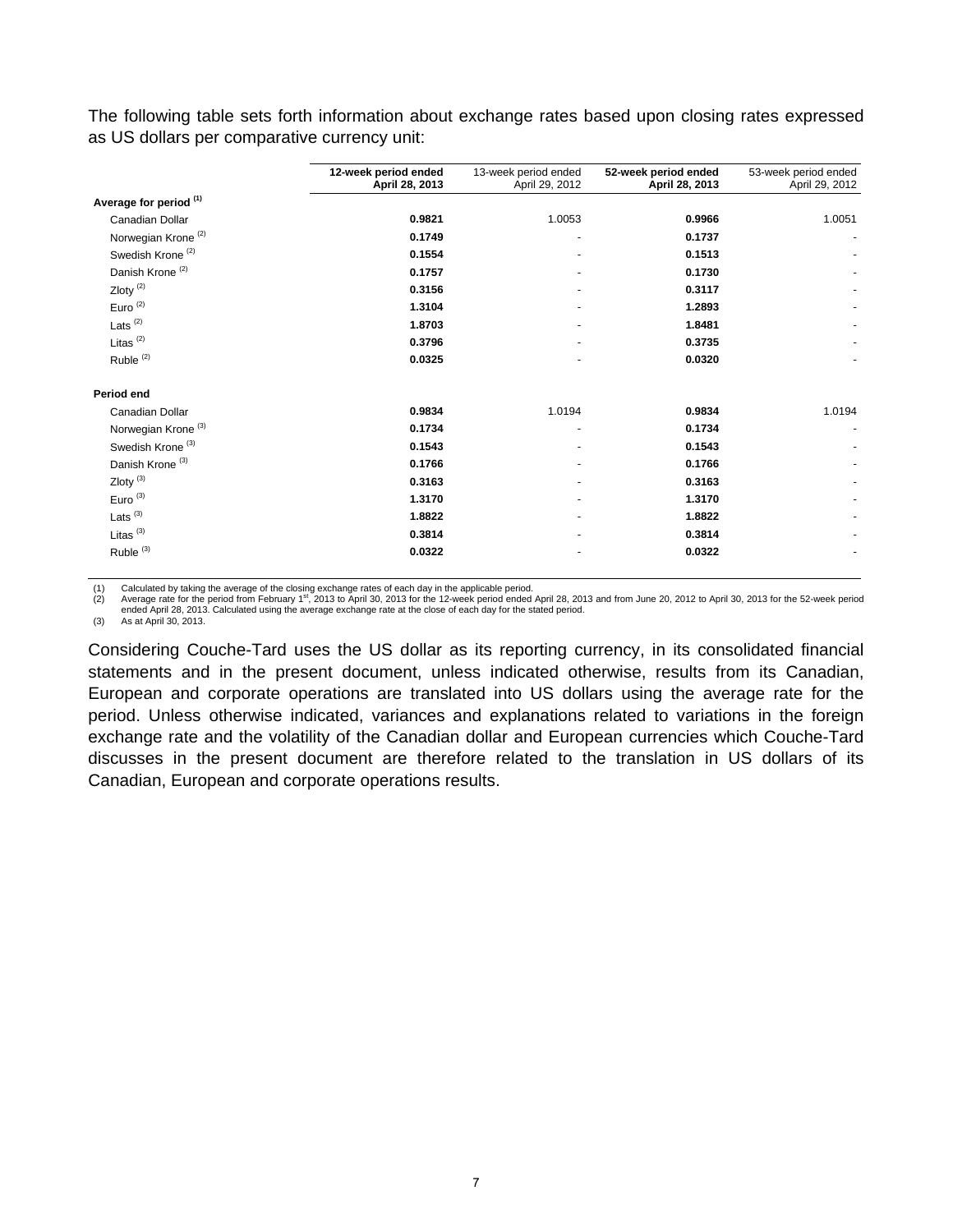The following table sets forth information about exchange rates based upon closing rates expressed as US dollars per comparative currency unit:

| | **12-week period ended April 28, 2013** | 13-week period ended April 29, 2012 | **52-week period ended April 28, 2013** | 53-week period ended April 29, 2012 |
|---|---|---|---|---|
| **Average for period [(1)]** | | | | |
| Canadian Dollar | **0.9821** | 1.0053 | **0.9966** | 1.0051 |
| Norwegian Krone [(2)] | **0.1749** | - | **0.1737** | - |
| Swedish Krone [(2)] | **0.1554** | - | **0.1513** | - |
| Danish Krone [(2)] | **0.1757** | - | **0.1730** | - |
| Zloty [(2)] | **0.3156** | - | **0.3117** | - |
| Euro [(2)] | **1.3104** | - | **1.2893** | - |
| Lats [(2)] | **1.8703** | - | **1.8481** | - |
| Litas [(2)] | **0.3796** | - | **0.3735** | - |
| Ruble [(2)] | **0.0325** | - | **0.0320** | - |
| **Period end** | | | | |
| Canadian Dollar | **0.9834** | 1.0194 | **0.9834** | 1.0194 |
| Norwegian Krone [(3)] | **0.1734** | - | **0.1734** | - |
| Swedish Krone [(3)] | **0.1543** | - | **0.1543** | - |
| Danish Krone [(3)] | **0.1766** | - | **0.1766** | - |
| Zloty [(3)] | **0.3163** | - | **0.3163** | - |
| Euro [(3)] | **1.3170** | - | **1.3170** | - |
| Lats [(3)] | **1.8822** | - | **1.8822** | - |
| Litas [(3)] | **0.3814** | - | **0.3814** | - |
| Ruble [(3)] | **0.0322** | - | **0.0322** | - |

(1) Calculated by taking the average of the closing exchange rates of each day in the applicable period.
(2) Average rate for the period from February 1st, 2013 to April 30, 2013 for the 12-week period ended April 28, 2013 and from June 20, 2012 to April 30, 2013 for the 52-week period ended April 28, 2013. Calculated using the average exchange rate at the close of each day for the stated period.
(3) As at April 30, 2013.

Considering Couche-Tard uses the US dollar as its reporting currency, in its consolidated financial statements and in the present document, unless indicated otherwise, results from its Canadian, European and corporate operations are translated into US dollars using the average rate for the period. Unless otherwise indicated, variances and explanations related to variations in the foreign exchange rate and the volatility of the Canadian dollar and European currencies which Couche-Tard discusses in the present document are therefore related to the translation in US dollars of its Canadian, European and corporate operations results.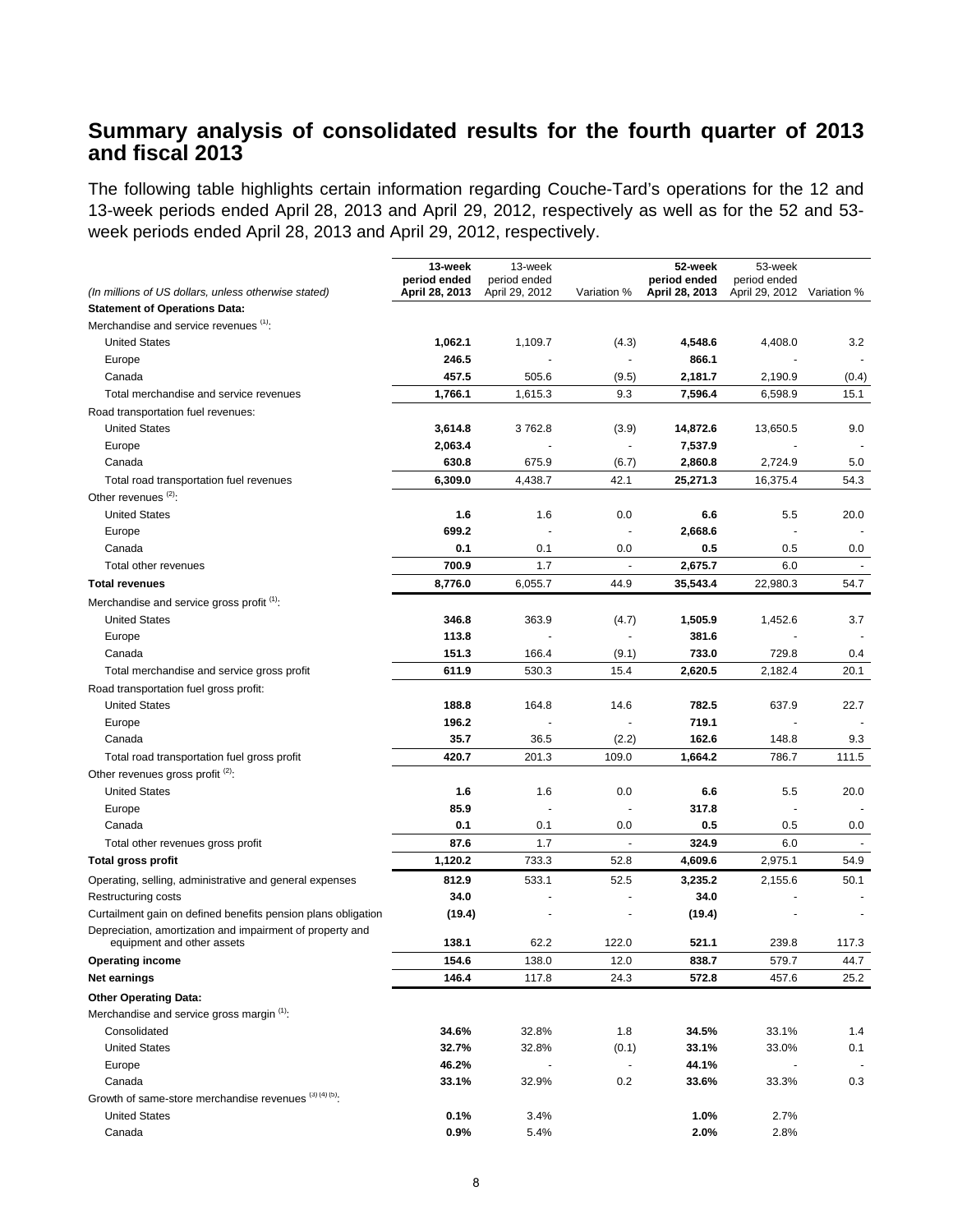## Summary analysis of consolidated results for the fourth quarter of 2013 and fiscal 2013

The following table highlights certain information regarding Couche-Tard's operations for the 12 and 13-week periods ended April 28, 2013 and April 29, 2012, respectively as well as for the 52 and 53-week periods ended April 28, 2013 and April 29, 2012, respectively.

| *(In millions of US dollars, unless otherwise stated)* | **13-week period ended April 28, 2013** | 13-week period ended April 29, 2012 | Variation % | **52-week period ended April 28, 2013** | 53-week period ended April 29, 2012 | Variation % |
|---|---|---|---|---|---|---|
| **Statement of Operations Data:** | | | | | | |
| Merchandise and service revenues [(1)]: | | | | | | |
| United States | **1,062.1** | 1,109.7 | (4.3) | **4,548.6** | 4,408.0 | 3.2 |
| Europe | **246.5** | - | - | **866.1** | - | - |
| Canada | **457.5** | 505.6 | (9.5) | **2,181.7** | 2,190.9 | (0.4) |
| Total merchandise and service revenues | **1,766.1** | 1,615.3 | 9.3 | **7,596.4** | 6,598.9 | 15.1 |
| Road transportation fuel revenues: | | | | | | |
| United States | **3,614.8** | 3 762.8 | (3.9) | **14,872.6** | 13,650.5 | 9.0 |
| Europe | **2,063.4** | - | - | **7,537.9** | - | - |
| Canada | **630.8** | 675.9 | (6.7) | **2,860.8** | 2,724.9 | 5.0 |
| Total road transportation fuel revenues | **6,309.0** | 4,438.7 | 42.1 | **25,271.3** | 16,375.4 | 54.3 |
| Other revenues [(2)]: | | | | | | |
| United States | **1.6** | 1.6 | 0.0 | **6.6** | 5.5 | 20.0 |
| Europe | **699.2** | - | - | **2,668.6** | - | - |
| Canada | **0.1** | 0.1 | 0.0 | **0.5** | 0.5 | 0.0 |
| Total other revenues | **700.9** | 1.7 | - | **2,675.7** | 6.0 | - |
| **Total revenues** | **8,776.0** | 6,055.7 | 44.9 | **35,543.4** | 22,980.3 | 54.7 |
| Merchandise and service gross profit [(1)]: | | | | | | |
| United States | **346.8** | 363.9 | (4.7) | **1,505.9** | 1,452.6 | 3.7 |
| Europe | **113.8** | - | - | **381.6** | - | - |
| Canada | **151.3** | 166.4 | (9.1) | **733.0** | 729.8 | 0.4 |
| Total merchandise and service gross profit | **611.9** | 530.3 | 15.4 | **2,620.5** | 2,182.4 | 20.1 |
| Road transportation fuel gross profit: | | | | | | |
| United States | **188.8** | 164.8 | 14.6 | **782.5** | 637.9 | 22.7 |
| Europe | **196.2** | - | - | **719.1** | - | - |
| Canada | **35.7** | 36.5 | (2.2) | **162.6** | 148.8 | 9.3 |
| Total road transportation fuel gross profit | **420.7** | 201.3 | 109.0 | **1,664.2** | 786.7 | 111.5 |
| Other revenues gross profit [(2)]: | | | | | | |
| United States | **1.6** | 1.6 | 0.0 | **6.6** | 5.5 | 20.0 |
| Europe | **85.9** | - | - | **317.8** | - | - |
| Canada | **0.1** | 0.1 | 0.0 | **0.5** | 0.5 | 0.0 |
| Total other revenues gross profit | **87.6** | 1.7 | - | **324.9** | 6.0 | - |
| **Total gross profit** | **1,120.2** | 733.3 | 52.8 | **4,609.6** | 2,975.1 | 54.9 |
| Operating, selling, administrative and general expenses | **812.9** | 533.1 | 52.5 | **3,235.2** | 2,155.6 | 50.1 |
| Restructuring costs | **34.0** | - | - | **34.0** | - | - |
| Curtailment gain on defined benefits pension plans obligation | **(19.4)** | - | - | **(19.4)** | - | - |
| Depreciation, amortization and impairment of property and equipment and other assets | **138.1** | 62.2 | 122.0 | **521.1** | 239.8 | 117.3 |
| **Operating income** | **154.6** | 138.0 | 12.0 | **838.7** | 579.7 | 44.7 |
| **Net earnings** | **146.4** | 117.8 | 24.3 | **572.8** | 457.6 | 25.2 |
| **Other Operating Data:** | | | | | | |
| Merchandise and service gross margin [(1)]: | | | | | | |
| Consolidated | **34.6%** | 32.8% | 1.8 | **34.5%** | 33.1% | 1.4 |
| United States | **32.7%** | 32.8% | (0.1) | **33.1%** | 33.0% | 0.1 |
| Europe | **46.2%** | - | - | **44.1%** | - | - |
| Canada | **33.1%** | 32.9% | 0.2 | **33.6%** | 33.3% | 0.3 |
| Growth of same-store merchandise revenues [(3) (4) (5)]: | | | | | | |
| United States | **0.1%** | 3.4% | | **1.0%** | 2.7% | |
| Canada | **0.9%** | 5.4% | | **2.0%** | 2.8% | |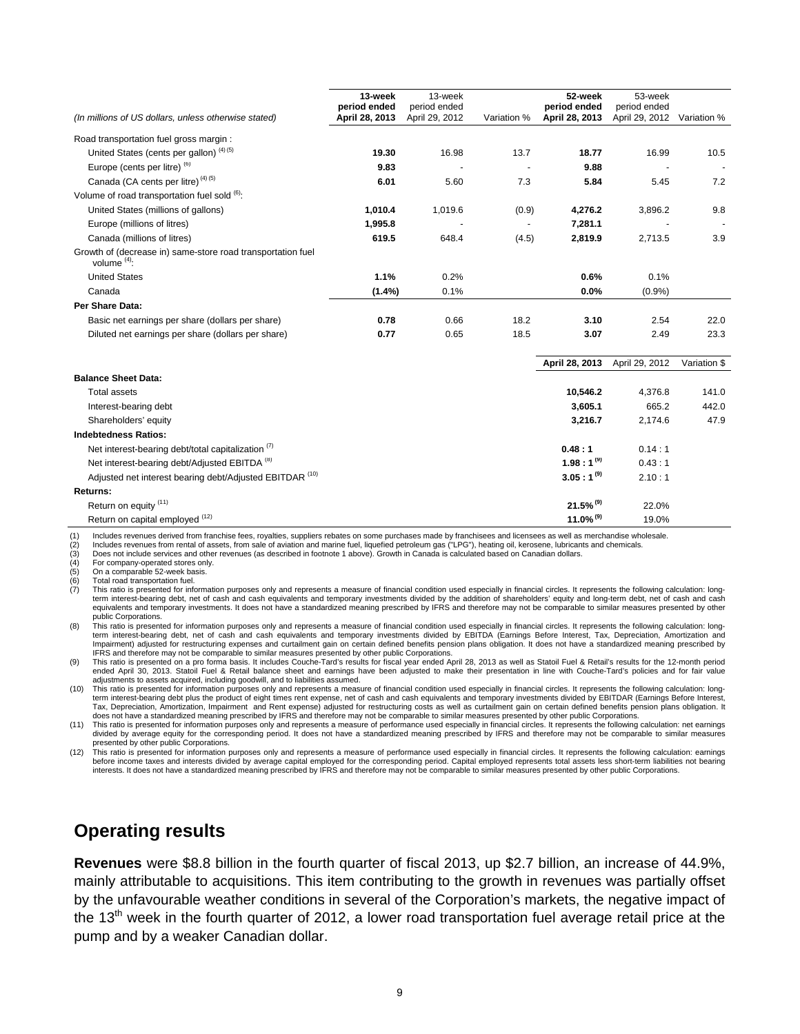| (In millions of US dollars, unless otherwise stated) | 13-week period ended April 28, 2013 | 13-week period ended April 29, 2012 | Variation % | 52-week period ended April 28, 2013 | 53-week period ended April 29, 2012 | Variation % |
|---|---|---|---|---|---|---|
| Road transportation fuel gross margin : | | | | | | |
| United States (cents per gallon) (4) (5) | **19.30** | 16.98 | 13.7 | **18.77** | 16.99 | 10.5 |
| Europe (cents per litre) (6) | **9.83** | - | - | **9.88** | - | - |
| Canada (CA cents per litre) (4) (5) | **6.01** | 5.60 | 7.3 | **5.84** | 5.45 | 7.2 |
| Volume of road transportation fuel sold (6): | | | | | | |
| United States (millions of gallons) | **1,010.4** | 1,019.6 | (0.9) | **4,276.2** | 3,896.2 | 9.8 |
| Europe (millions of litres) | **1,995.8** | - | - | **7,281.1** | - | - |
| Canada (millions of litres) | **619.5** | 648.4 | (4.5) | **2,819.9** | 2,713.5 | 3.9 |
| Growth of (decrease in) same-store road transportation fuel volume (4): | | | | | | |
| United States | **1.1%** | 0.2% | | **0.6%** | 0.1% | |
| Canada | **(1.4%)** | 0.1% | | **0.0%** | (0.9%) | |
| **Per Share Data:** | | | | | | |
| Basic net earnings per share (dollars per share) | **0.78** | 0.66 | 18.2 | **3.10** | 2.54 | 22.0 |
| Diluted net earnings per share (dollars per share) | **0.77** | 0.65 | 18.5 | **3.07** | 2.49 | 23.3 |

| | April 28, 2013 | April 29, 2012 | Variation $ |
|---|---|---|---|
| **Balance Sheet Data:** | | | |
| Total assets | **10,546.2** | 4,376.8 | 141.0 |
| Interest-bearing debt | **3,605.1** | 665.2 | 442.0 |
| Shareholders' equity | **3,216.7** | 2,174.6 | 47.9 |
| **Indebtedness Ratios:** | | | |
| Net interest-bearing debt/total capitalization (7) | **0.48 : 1** | 0.14 : 1 | |
| Net interest-bearing debt/Adjusted EBITDA (8) | **1.98 : 1 (9)** | 0.43 : 1 | |
| Adjusted net interest bearing debt/Adjusted EBITDAR (10) | **3.05 : 1 (9)** | 2.10 : 1 | |
| **Returns:** | | | |
| Return on equity (11) | **21.5% (9)** | 22.0% | |
| Return on capital employed (12) | **11.0% (9)** | 19.0% | |

(1) Includes revenues derived from franchise fees, royalties, suppliers rebates on some purchases made by franchisees and licensees as well as merchandise wholesale.
(2) Includes revenues from rental of assets, from sale of aviation and marine fuel, liquefied petroleum gas ("LPG"), heating oil, kerosene, lubricants and chemicals.
(3) Does not include services and other revenues (as described in footnote 1 above). Growth in Canada is calculated based on Canadian dollars.
(4) For company-operated stores only.
(5) On a comparable 52-week basis.
(6) Total road transportation fuel.
(7) This ratio is presented for information purposes only and represents a measure of financial condition used especially in financial circles. It represents the following calculation: long-term interest-bearing debt, net of cash and cash equivalents and temporary investments divided by the addition of shareholders' equity and long-term debt, net of cash and cash equivalents and temporary investments. It does not have a standardized meaning prescribed by IFRS and therefore may not be comparable to similar measures presented by other public Corporations.
(8) This ratio is presented for information purposes only and represents a measure of financial condition used especially in financial circles. It represents the following calculation: long-term interest-bearing debt, net of cash and cash equivalents and temporary investments divided by EBITDA (Earnings Before Interest, Tax, Depreciation, Amortization and Impairment) adjusted for restructuring expenses and curtailment gain on certain defined benefits pension plans obligation. It does not have a standardized meaning prescribed by IFRS and therefore may not be comparable to similar measures presented by other public Corporations.
(9) This ratio is presented on a pro forma basis. It includes Couche-Tard's results for fiscal year ended April 28, 2013 as well as Statoil Fuel & Retail's results for the 12-month period ended April 30, 2013. Statoil Fuel & Retail balance sheet and earnings have been adjusted to make their presentation in line with Couche-Tard's policies and for fair value adjustments to assets acquired, including goodwill, and to liabilities assumed.
(10) This ratio is presented for information purposes only and represents a measure of financial condition used especially in financial circles. It represents the following calculation: long-term interest-bearing debt plus the product of eight times rent expense, net of cash and cash equivalents and temporary investments divided by EBITDAR (Earnings Before Interest, Tax, Depreciation, Amortization, Impairment and Rent expense) adjusted for restructuring costs as well as curtailment gain on certain defined benefits pension plans obligation. It does not have a standardized meaning prescribed by IFRS and therefore may not be comparable to similar measures presented by other public Corporations.
(11) This ratio is presented for information purposes only and represents a measure of performance used especially in financial circles. It represents the following calculation: net earnings divided by average equity for the corresponding period. It does not have a standardized meaning prescribed by IFRS and therefore may not be comparable to similar measures presented by other public Corporations.
(12) This ratio is presented for information purposes only and represents a measure of performance used especially in financial circles. It represents the following calculation: earnings before income taxes and interests divided by average capital employed for the corresponding period. Capital employed represents total assets less short-term liabilities not bearing interests. It does not have a standardized meaning prescribed by IFRS and therefore may not be comparable to similar measures presented by other public Corporations.

## Operating results

**Revenues** were $8.8 billion in the fourth quarter of fiscal 2013, up $2.7 billion, an increase of 44.9%, mainly attributable to acquisitions. This item contributing to the growth in revenues was partially offset by the unfavourable weather conditions in several of the Corporation's markets, the negative impact of the 13th week in the fourth quarter of 2012, a lower road transportation fuel average retail price at the pump and by a weaker Canadian dollar.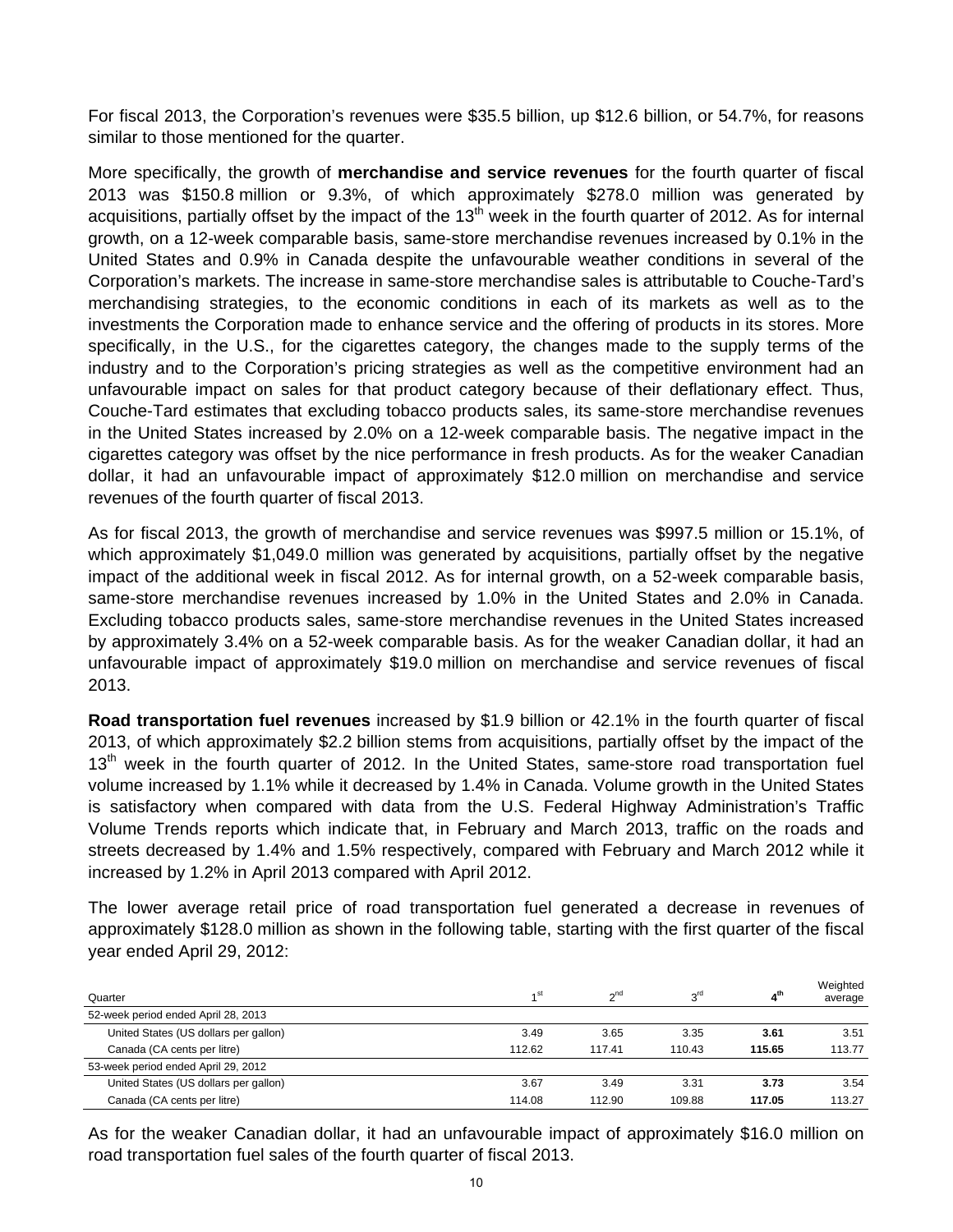For fiscal 2013, the Corporation's revenues were $35.5 billion, up $12.6 billion, or 54.7%, for reasons similar to those mentioned for the quarter.

More specifically, the growth of **merchandise and service revenues** for the fourth quarter of fiscal 2013 was $150.8 million or 9.3%, of which approximately $278.0 million was generated by acquisitions, partially offset by the impact of the 13th week in the fourth quarter of 2012. As for internal growth, on a 12-week comparable basis, same-store merchandise revenues increased by 0.1% in the United States and 0.9% in Canada despite the unfavourable weather conditions in several of the Corporation's markets. The increase in same-store merchandise sales is attributable to Couche-Tard's merchandising strategies, to the economic conditions in each of its markets as well as to the investments the Corporation made to enhance service and the offering of products in its stores. More specifically, in the U.S., for the cigarettes category, the changes made to the supply terms of the industry and to the Corporation's pricing strategies as well as the competitive environment had an unfavourable impact on sales for that product category because of their deflationary effect. Thus, Couche-Tard estimates that excluding tobacco products sales, its same-store merchandise revenues in the United States increased by 2.0% on a 12-week comparable basis. The negative impact in the cigarettes category was offset by the nice performance in fresh products. As for the weaker Canadian dollar, it had an unfavourable impact of approximately $12.0 million on merchandise and service revenues of the fourth quarter of fiscal 2013.

As for fiscal 2013, the growth of merchandise and service revenues was $997.5 million or 15.1%, of which approximately $1,049.0 million was generated by acquisitions, partially offset by the negative impact of the additional week in fiscal 2012. As for internal growth, on a 52-week comparable basis, same-store merchandise revenues increased by 1.0% in the United States and 2.0% in Canada. Excluding tobacco products sales, same-store merchandise revenues in the United States increased by approximately 3.4% on a 52-week comparable basis. As for the weaker Canadian dollar, it had an unfavourable impact of approximately $19.0 million on merchandise and service revenues of fiscal 2013.

**Road transportation fuel revenues** increased by $1.9 billion or 42.1% in the fourth quarter of fiscal 2013, of which approximately $2.2 billion stems from acquisitions, partially offset by the impact of the 13th week in the fourth quarter of 2012. In the United States, same-store road transportation fuel volume increased by 1.1% while it decreased by 1.4% in Canada. Volume growth in the United States is satisfactory when compared with data from the U.S. Federal Highway Administration's Traffic Volume Trends reports which indicate that, in February and March 2013, traffic on the roads and streets decreased by 1.4% and 1.5% respectively, compared with February and March 2012 while it increased by 1.2% in April 2013 compared with April 2012.

The lower average retail price of road transportation fuel generated a decrease in revenues of approximately $128.0 million as shown in the following table, starting with the first quarter of the fiscal year ended April 29, 2012:

| Quarter | 1st | 2nd | 3rd | **4th** | Weighted average |
|---|---|---|---|---|---|
| 52-week period ended April 28, 2013 | | | | | |
| United States (US dollars per gallon) | 3.49 | 3.65 | 3.35 | **3.61** | 3.51 |
| Canada (CA cents per litre) | 112.62 | 117.41 | 110.43 | **115.65** | 113.77 |
| 53-week period ended April 29, 2012 | | | | | |
| United States (US dollars per gallon) | 3.67 | 3.49 | 3.31 | **3.73** | 3.54 |
| Canada (CA cents per litre) | 114.08 | 112.90 | 109.88 | **117.05** | 113.27 |

As for the weaker Canadian dollar, it had an unfavourable impact of approximately $16.0 million on road transportation fuel sales of the fourth quarter of fiscal 2013.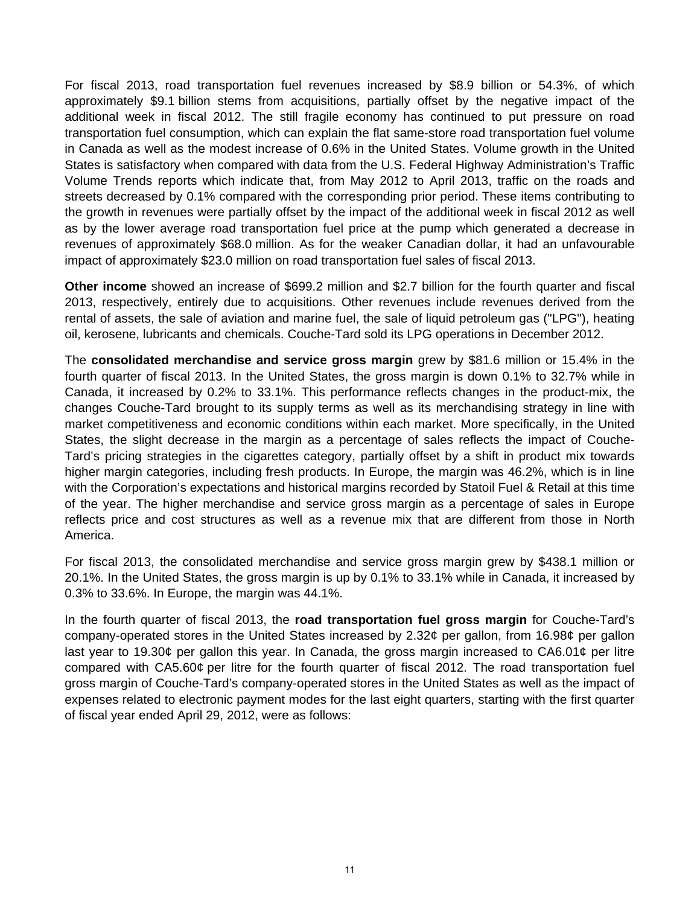For fiscal 2013, road transportation fuel revenues increased by $8.9 billion or 54.3%, of which approximately $9.1 billion stems from acquisitions, partially offset by the negative impact of the additional week in fiscal 2012. The still fragile economy has continued to put pressure on road transportation fuel consumption, which can explain the flat same-store road transportation fuel volume in Canada as well as the modest increase of 0.6% in the United States. Volume growth in the United States is satisfactory when compared with data from the U.S. Federal Highway Administration's Traffic Volume Trends reports which indicate that, from May 2012 to April 2013, traffic on the roads and streets decreased by 0.1% compared with the corresponding prior period. These items contributing to the growth in revenues were partially offset by the impact of the additional week in fiscal 2012 as well as by the lower average road transportation fuel price at the pump which generated a decrease in revenues of approximately $68.0 million. As for the weaker Canadian dollar, it had an unfavourable impact of approximately $23.0 million on road transportation fuel sales of fiscal 2013.

**Other income** showed an increase of $699.2 million and $2.7 billion for the fourth quarter and fiscal 2013, respectively, entirely due to acquisitions. Other revenues include revenues derived from the rental of assets, the sale of aviation and marine fuel, the sale of liquid petroleum gas ("LPG"), heating oil, kerosene, lubricants and chemicals. Couche-Tard sold its LPG operations in December 2012.

The **consolidated merchandise and service gross margin** grew by $81.6 million or 15.4% in the fourth quarter of fiscal 2013. In the United States, the gross margin is down 0.1% to 32.7% while in Canada, it increased by 0.2% to 33.1%. This performance reflects changes in the product-mix, the changes Couche-Tard brought to its supply terms as well as its merchandising strategy in line with market competitiveness and economic conditions within each market. More specifically, in the United States, the slight decrease in the margin as a percentage of sales reflects the impact of Couche-Tard's pricing strategies in the cigarettes category, partially offset by a shift in product mix towards higher margin categories, including fresh products. In Europe, the margin was 46.2%, which is in line with the Corporation's expectations and historical margins recorded by Statoil Fuel & Retail at this time of the year. The higher merchandise and service gross margin as a percentage of sales in Europe reflects price and cost structures as well as a revenue mix that are different from those in North America.

For fiscal 2013, the consolidated merchandise and service gross margin grew by $438.1 million or 20.1%. In the United States, the gross margin is up by 0.1% to 33.1% while in Canada, it increased by 0.3% to 33.6%. In Europe, the margin was 44.1%.

In the fourth quarter of fiscal 2013, the **road transportation fuel gross margin** for Couche-Tard's company-operated stores in the United States increased by 2.32¢ per gallon, from 16.98¢ per gallon last year to 19.30¢ per gallon this year. In Canada, the gross margin increased to CA6.01¢ per litre compared with CA5.60¢ per litre for the fourth quarter of fiscal 2012. The road transportation fuel gross margin of Couche-Tard's company-operated stores in the United States as well as the impact of expenses related to electronic payment modes for the last eight quarters, starting with the first quarter of fiscal year ended April 29, 2012, were as follows: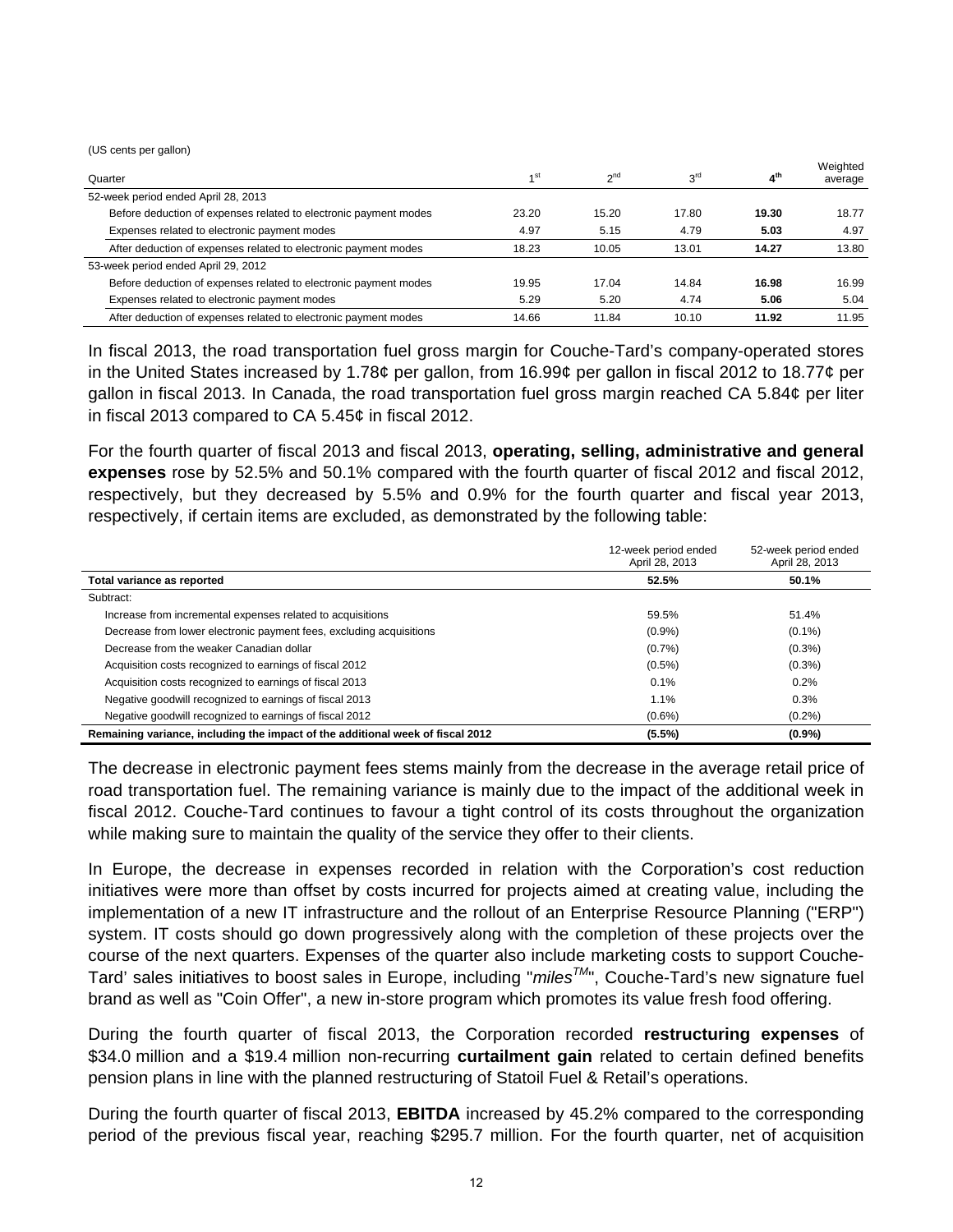(US cents per gallon)

| Quarter | 1st | 2nd | 3rd | **4th** | Weighted average |
|---|---|---|---|---|---|
| 52-week period ended April 28, 2013 | | | | | |
| Before deduction of expenses related to electronic payment modes | 23.20 | 15.20 | 17.80 | **19.30** | 18.77 |
| Expenses related to electronic payment modes | 4.97 | 5.15 | 4.79 | **5.03** | 4.97 |
| After deduction of expenses related to electronic payment modes | 18.23 | 10.05 | 13.01 | **14.27** | 13.80 |
| 53-week period ended April 29, 2012 | | | | | |
| Before deduction of expenses related to electronic payment modes | 19.95 | 17.04 | 14.84 | **16.98** | 16.99 |
| Expenses related to electronic payment modes | 5.29 | 5.20 | 4.74 | **5.06** | 5.04 |
| After deduction of expenses related to electronic payment modes | 14.66 | 11.84 | 10.10 | **11.92** | 11.95 |

In fiscal 2013, the road transportation fuel gross margin for Couche-Tard's company-operated stores in the United States increased by 1.78¢ per gallon, from 16.99¢ per gallon in fiscal 2012 to 18.77¢ per gallon in fiscal 2013. In Canada, the road transportation fuel gross margin reached CA 5.84¢ per liter in fiscal 2013 compared to CA 5.45¢ in fiscal 2012.

For the fourth quarter of fiscal 2013 and fiscal 2013, **operating, selling, administrative and general expenses** rose by 52.5% and 50.1% compared with the fourth quarter of fiscal 2012 and fiscal 2012, respectively, but they decreased by 5.5% and 0.9% for the fourth quarter and fiscal year 2013, respectively, if certain items are excluded, as demonstrated by the following table:

| | 12-week period ended April 28, 2013 | 52-week period ended April 28, 2013 |
|---|---|---|
| **Total variance as reported** | **52.5%** | **50.1%** |
| Subtract: | | |
| Increase from incremental expenses related to acquisitions | 59.5% | 51.4% |
| Decrease from lower electronic payment fees, excluding acquisitions | (0.9%) | (0.1%) |
| Decrease from the weaker Canadian dollar | (0.7%) | (0.3%) |
| Acquisition costs recognized to earnings of fiscal 2012 | (0.5%) | (0.3%) |
| Acquisition costs recognized to earnings of fiscal 2013 | 0.1% | 0.2% |
| Negative goodwill recognized to earnings of fiscal 2013 | 1.1% | 0.3% |
| Negative goodwill recognized to earnings of fiscal 2012 | (0.6%) | (0.2%) |
| **Remaining variance, including the impact of the additional week of fiscal 2012** | **(5.5%)** | **(0.9%)** |

The decrease in electronic payment fees stems mainly from the decrease in the average retail price of road transportation fuel. The remaining variance is mainly due to the impact of the additional week in fiscal 2012. Couche-Tard continues to favour a tight control of its costs throughout the organization while making sure to maintain the quality of the service they offer to their clients.

In Europe, the decrease in expenses recorded in relation with the Corporation's cost reduction initiatives were more than offset by costs incurred for projects aimed at creating value, including the implementation of a new IT infrastructure and the rollout of an Enterprise Resource Planning ("ERP") system. IT costs should go down progressively along with the completion of these projects over the course of the next quarters. Expenses of the quarter also include marketing costs to support Couche-Tard' sales initiatives to boost sales in Europe, including "*miles*TM", Couche-Tard's new signature fuel brand as well as "Coin Offer", a new in-store program which promotes its value fresh food offering.

During the fourth quarter of fiscal 2013, the Corporation recorded **restructuring expenses** of $34.0 million and a $19.4 million non-recurring **curtailment gain** related to certain defined benefits pension plans in line with the planned restructuring of Statoil Fuel & Retail's operations.

During the fourth quarter of fiscal 2013, **EBITDA** increased by 45.2% compared to the corresponding period of the previous fiscal year, reaching $295.7 million. For the fourth quarter, net of acquisition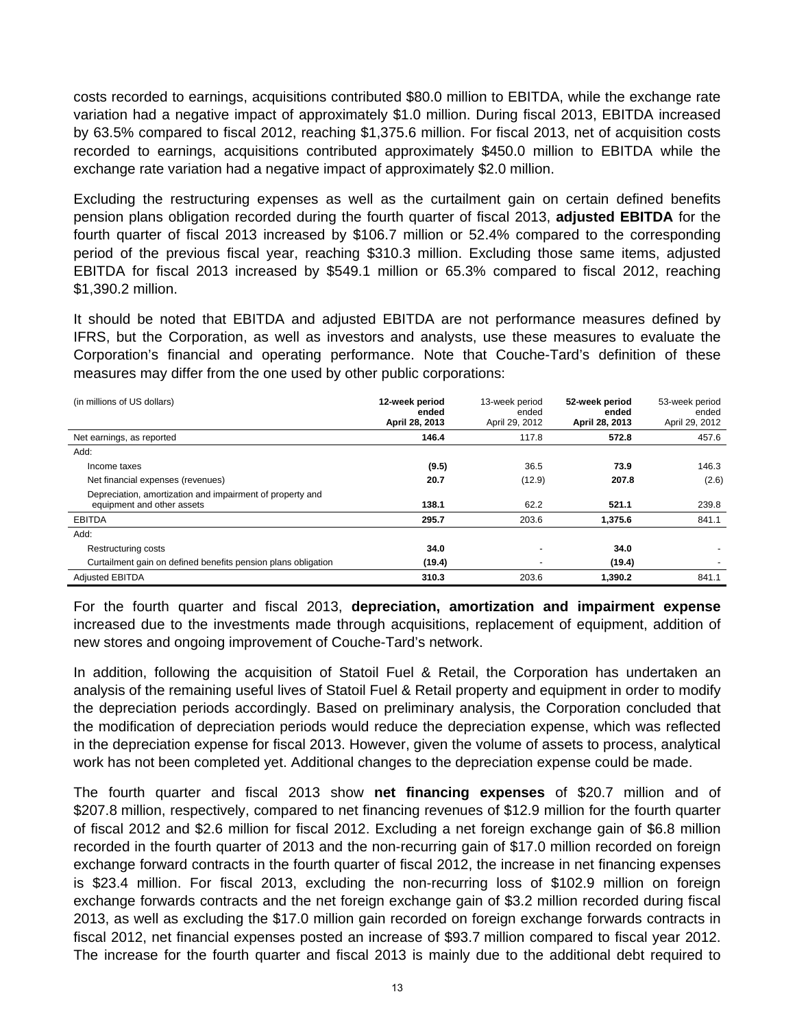costs recorded to earnings, acquisitions contributed $80.0 million to EBITDA, while the exchange rate variation had a negative impact of approximately $1.0 million. During fiscal 2013, EBITDA increased by 63.5% compared to fiscal 2012, reaching $1,375.6 million. For fiscal 2013, net of acquisition costs recorded to earnings, acquisitions contributed approximately $450.0 million to EBITDA while the exchange rate variation had a negative impact of approximately $2.0 million.

Excluding the restructuring expenses as well as the curtailment gain on certain defined benefits pension plans obligation recorded during the fourth quarter of fiscal 2013, **adjusted EBITDA** for the fourth quarter of fiscal 2013 increased by $106.7 million or 52.4% compared to the corresponding period of the previous fiscal year, reaching $310.3 million. Excluding those same items, adjusted EBITDA for fiscal 2013 increased by $549.1 million or 65.3% compared to fiscal 2012, reaching $1,390.2 million.

It should be noted that EBITDA and adjusted EBITDA are not performance measures defined by IFRS, but the Corporation, as well as investors and analysts, use these measures to evaluate the Corporation's financial and operating performance. Note that Couche-Tard's definition of these measures may differ from the one used by other public corporations:

| (in millions of US dollars) | **12-week period ended April 28, 2013** | 13-week period ended April 29, 2012 | **52-week period ended April 28, 2013** | 53-week period ended April 29, 2012 |
|---|---|---|---|---|
| Net earnings, as reported | **146.4** | 117.8 | **572.8** | 457.6 |
| Add: | | | | |
| Income taxes | **(9.5)** | 36.5 | **73.9** | 146.3 |
| Net financial expenses (revenues) | **20.7** | (12.9) | **207.8** | (2.6) |
| Depreciation, amortization and impairment of property and equipment and other assets | **138.1** | 62.2 | **521.1** | 239.8 |
| EBITDA | **295.7** | 203.6 | **1,375.6** | 841.1 |
| Add: | | | | |
| Restructuring costs | **34.0** | - | **34.0** | - |
| Curtailment gain on defined benefits pension plans obligation | **(19.4)** | - | **(19.4)** | - |
| Adjusted EBITDA | **310.3** | 203.6 | **1,390.2** | 841.1 |

For the fourth quarter and fiscal 2013, **depreciation, amortization and impairment expense** increased due to the investments made through acquisitions, replacement of equipment, addition of new stores and ongoing improvement of Couche-Tard's network.

In addition, following the acquisition of Statoil Fuel & Retail, the Corporation has undertaken an analysis of the remaining useful lives of Statoil Fuel & Retail property and equipment in order to modify the depreciation periods accordingly. Based on preliminary analysis, the Corporation concluded that the modification of depreciation periods would reduce the depreciation expense, which was reflected in the depreciation expense for fiscal 2013. However, given the volume of assets to process, analytical work has not been completed yet. Additional changes to the depreciation expense could be made.

The fourth quarter and fiscal 2013 show **net financing expenses** of $20.7 million and of $207.8 million, respectively, compared to net financing revenues of $12.9 million for the fourth quarter of fiscal 2012 and $2.6 million for fiscal 2012. Excluding a net foreign exchange gain of $6.8 million recorded in the fourth quarter of 2013 and the non-recurring gain of $17.0 million recorded on foreign exchange forward contracts in the fourth quarter of fiscal 2012, the increase in net financing expenses is $23.4 million. For fiscal 2013, excluding the non-recurring loss of $102.9 million on foreign exchange forwards contracts and the net foreign exchange gain of $3.2 million recorded during fiscal 2013, as well as excluding the $17.0 million gain recorded on foreign exchange forwards contracts in fiscal 2012, net financial expenses posted an increase of $93.7 million compared to fiscal year 2012. The increase for the fourth quarter and fiscal 2013 is mainly due to the additional debt required to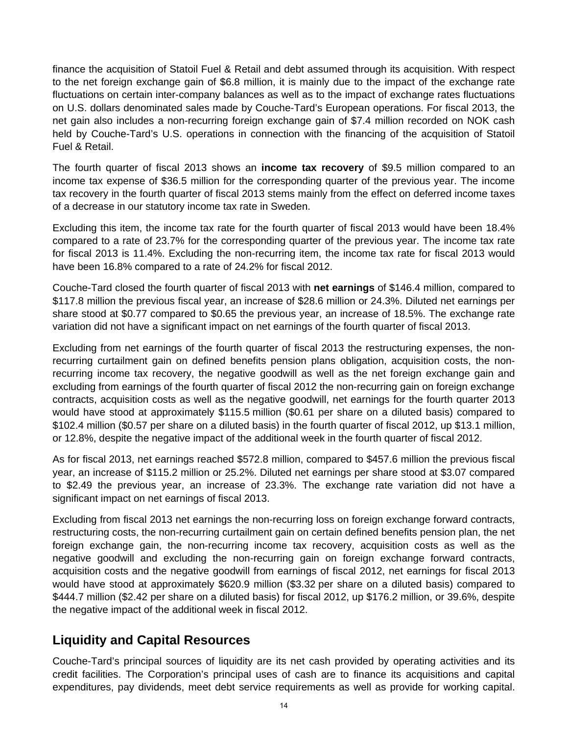finance the acquisition of Statoil Fuel & Retail and debt assumed through its acquisition. With respect to the net foreign exchange gain of $6.8 million, it is mainly due to the impact of the exchange rate fluctuations on certain inter-company balances as well as to the impact of exchange rates fluctuations on U.S. dollars denominated sales made by Couche-Tard's European operations. For fiscal 2013, the net gain also includes a non-recurring foreign exchange gain of $7.4 million recorded on NOK cash held by Couche-Tard's U.S. operations in connection with the financing of the acquisition of Statoil Fuel & Retail.

The fourth quarter of fiscal 2013 shows an **income tax recovery** of $9.5 million compared to an income tax expense of $36.5 million for the corresponding quarter of the previous year. The income tax recovery in the fourth quarter of fiscal 2013 stems mainly from the effect on deferred income taxes of a decrease in our statutory income tax rate in Sweden.

Excluding this item, the income tax rate for the fourth quarter of fiscal 2013 would have been 18.4% compared to a rate of 23.7% for the corresponding quarter of the previous year. The income tax rate for fiscal 2013 is 11.4%. Excluding the non-recurring item, the income tax rate for fiscal 2013 would have been 16.8% compared to a rate of 24.2% for fiscal 2012.

Couche-Tard closed the fourth quarter of fiscal 2013 with **net earnings** of $146.4 million, compared to $117.8 million the previous fiscal year, an increase of $28.6 million or 24.3%. Diluted net earnings per share stood at $0.77 compared to $0.65 the previous year, an increase of 18.5%. The exchange rate variation did not have a significant impact on net earnings of the fourth quarter of fiscal 2013.

Excluding from net earnings of the fourth quarter of fiscal 2013 the restructuring expenses, the non-recurring curtailment gain on defined benefits pension plans obligation, acquisition costs, the non-recurring income tax recovery, the negative goodwill as well as the net foreign exchange gain and excluding from earnings of the fourth quarter of fiscal 2012 the non-recurring gain on foreign exchange contracts, acquisition costs as well as the negative goodwill, net earnings for the fourth quarter 2013 would have stood at approximately $115.5 million ($0.61 per share on a diluted basis) compared to $102.4 million ($0.57 per share on a diluted basis) in the fourth quarter of fiscal 2012, up $13.1 million, or 12.8%, despite the negative impact of the additional week in the fourth quarter of fiscal 2012.

As for fiscal 2013, net earnings reached $572.8 million, compared to $457.6 million the previous fiscal year, an increase of $115.2 million or 25.2%. Diluted net earnings per share stood at $3.07 compared to $2.49 the previous year, an increase of 23.3%. The exchange rate variation did not have a significant impact on net earnings of fiscal 2013.

Excluding from fiscal 2013 net earnings the non-recurring loss on foreign exchange forward contracts, restructuring costs, the non-recurring curtailment gain on certain defined benefits pension plan, the net foreign exchange gain, the non-recurring income tax recovery, acquisition costs as well as the negative goodwill and excluding the non-recurring gain on foreign exchange forward contracts, acquisition costs and the negative goodwill from earnings of fiscal 2012, net earnings for fiscal 2013 would have stood at approximately $620.9 million ($3.32 per share on a diluted basis) compared to $444.7 million ($2.42 per share on a diluted basis) for fiscal 2012, up $176.2 million, or 39.6%, despite the negative impact of the additional week in fiscal 2012.

## Liquidity and Capital Resources

Couche-Tard's principal sources of liquidity are its net cash provided by operating activities and its credit facilities. The Corporation's principal uses of cash are to finance its acquisitions and capital expenditures, pay dividends, meet debt service requirements as well as provide for working capital.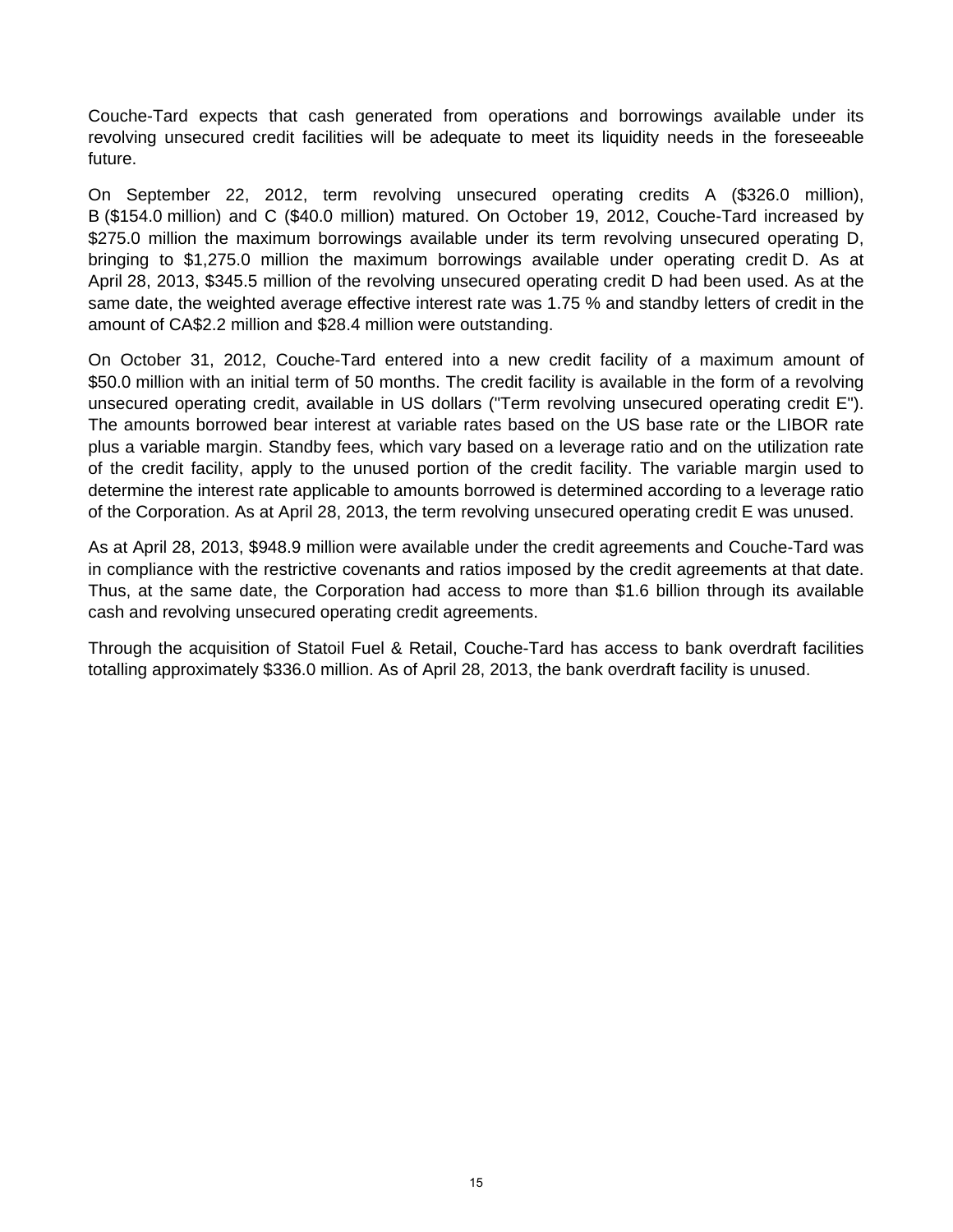Couche-Tard expects that cash generated from operations and borrowings available under its revolving unsecured credit facilities will be adequate to meet its liquidity needs in the foreseeable future.

On September 22, 2012, term revolving unsecured operating credits A ($326.0 million), B ($154.0 million) and C ($40.0 million) matured. On October 19, 2012, Couche-Tard increased by $275.0 million the maximum borrowings available under its term revolving unsecured operating D, bringing to $1,275.0 million the maximum borrowings available under operating credit D. As at April 28, 2013, $345.5 million of the revolving unsecured operating credit D had been used. As at the same date, the weighted average effective interest rate was 1.75 % and standby letters of credit in the amount of CA$2.2 million and $28.4 million were outstanding.

On October 31, 2012, Couche-Tard entered into a new credit facility of a maximum amount of $50.0 million with an initial term of 50 months. The credit facility is available in the form of a revolving unsecured operating credit, available in US dollars ("Term revolving unsecured operating credit E"). The amounts borrowed bear interest at variable rates based on the US base rate or the LIBOR rate plus a variable margin. Standby fees, which vary based on a leverage ratio and on the utilization rate of the credit facility, apply to the unused portion of the credit facility. The variable margin used to determine the interest rate applicable to amounts borrowed is determined according to a leverage ratio of the Corporation. As at April 28, 2013, the term revolving unsecured operating credit E was unused.

As at April 28, 2013, $948.9 million were available under the credit agreements and Couche-Tard was in compliance with the restrictive covenants and ratios imposed by the credit agreements at that date. Thus, at the same date, the Corporation had access to more than $1.6 billion through its available cash and revolving unsecured operating credit agreements.

Through the acquisition of Statoil Fuel & Retail, Couche-Tard has access to bank overdraft facilities totalling approximately $336.0 million. As of April 28, 2013, the bank overdraft facility is unused.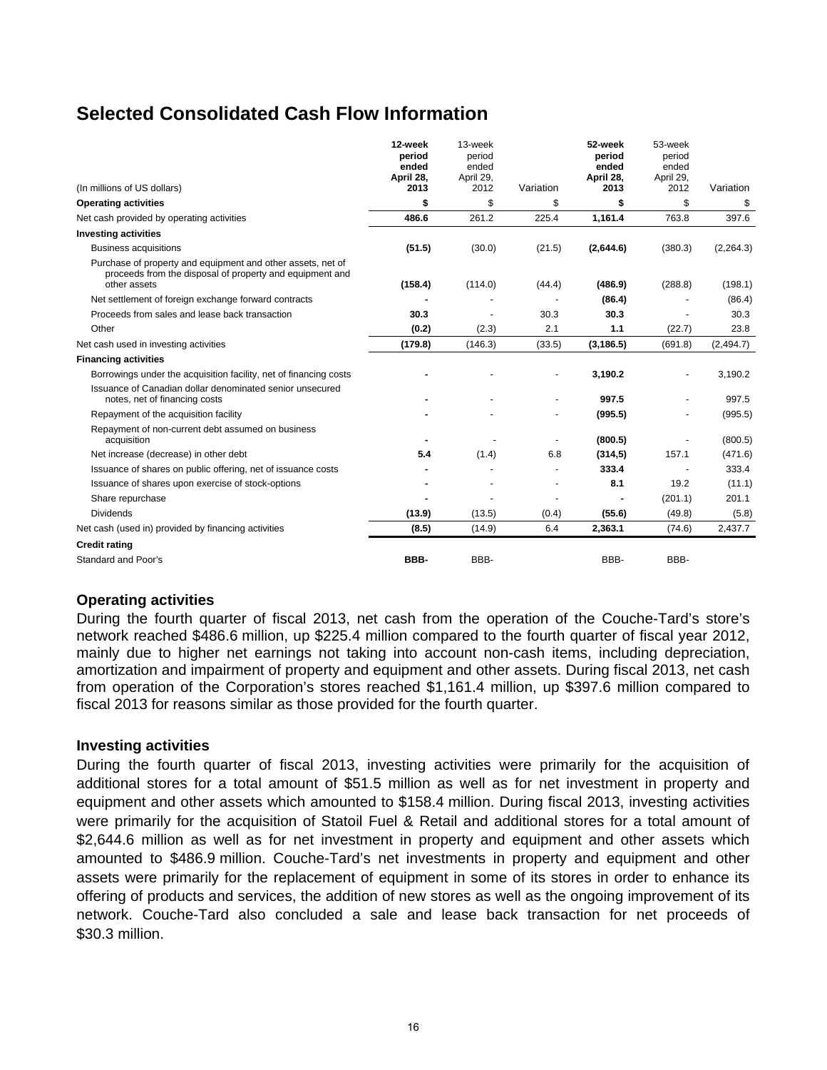## Selected Consolidated Cash Flow Information

| (In millions of US dollars) | 12-week period ended April 28, 2013 | 13-week period ended April 29, 2012 | Variation | 52-week period ended April 28, 2013 | 53-week period ended April 29, 2012 | Variation |
|---|---|---|---|---|---|---|
| **Operating activities** | **$** | $ | $ | **$** | $ | $ |
| Net cash provided by operating activities | **486.6** | 261.2 | 225.4 | **1,161.4** | 763.8 | 397.6 |
| **Investing activities** | | | | | | |
| Business acquisitions | **(51.5)** | (30.0) | (21.5) | **(2,644.6)** | (380.3) | (2,264.3) |
| Purchase of property and equipment and other assets, net of proceeds from the disposal of property and equipment and other assets | **(158.4)** | (114.0) | (44.4) | **(486.9)** | (288.8) | (198.1) |
| Net settlement of foreign exchange forward contracts | **-** | - | - | **(86.4)** | - | (86.4) |
| Proceeds from sales and lease back transaction | **30.3** | - | 30.3 | **30.3** | - | 30.3 |
| Other | **(0.2)** | (2.3) | 2.1 | **1.1** | (22.7) | 23.8 |
| Net cash used in investing activities | **(179.8)** | (146.3) | (33.5) | **(3,186.5)** | (691.8) | (2,494.7) |
| **Financing activities** | | | | | | |
| Borrowings under the acquisition facility, net of financing costs | **-** | - | - | **3,190.2** | - | 3,190.2 |
| Issuance of Canadian dollar denominated senior unsecured notes, net of financing costs | **-** | - | - | **997.5** | - | 997.5 |
| Repayment of the acquisition facility | **-** | - | - | **(995.5)** | - | (995.5) |
| Repayment of non-current debt assumed on business acquisition | **-** | - | - | **(800.5)** | - | (800.5) |
| Net increase (decrease) in other debt | **5.4** | (1.4) | 6.8 | **(314,5)** | 157.1 | (471.6) |
| Issuance of shares on public offering, net of issuance costs | **-** | - | - | **333.4** | - | 333.4 |
| Issuance of shares upon exercise of stock-options | **-** | - | - | **8.1** | 19.2 | (11.1) |
| Share repurchase | **-** | - | - | **-** | (201.1) | 201.1 |
| Dividends | **(13.9)** | (13.5) | (0.4) | **(55.6)** | (49.8) | (5.8) |
| Net cash (used in) provided by financing activities | **(8.5)** | (14.9) | 6.4 | **2,363.1** | (74.6) | 2,437.7 |
| **Credit rating** | | | | | | |
| Standard and Poor's | **BBB-** | BBB- | | BBB- | BBB- | |

### Operating activities

During the fourth quarter of fiscal 2013, net cash from the operation of the Couche-Tard's store's network reached $486.6 million, up $225.4 million compared to the fourth quarter of fiscal year 2012, mainly due to higher net earnings not taking into account non-cash items, including depreciation, amortization and impairment of property and equipment and other assets. During fiscal 2013, net cash from operation of the Corporation's stores reached $1,161.4 million, up $397.6 million compared to fiscal 2013 for reasons similar as those provided for the fourth quarter.

### Investing activities

During the fourth quarter of fiscal 2013, investing activities were primarily for the acquisition of additional stores for a total amount of $51.5 million as well as for net investment in property and equipment and other assets which amounted to $158.4 million. During fiscal 2013, investing activities were primarily for the acquisition of Statoil Fuel & Retail and additional stores for a total amount of $2,644.6 million as well as for net investment in property and equipment and other assets which amounted to $486.9 million. Couche-Tard's net investments in property and equipment and other assets were primarily for the replacement of equipment in some of its stores in order to enhance its offering of products and services, the addition of new stores as well as the ongoing improvement of its network. Couche-Tard also concluded a sale and lease back transaction for net proceeds of $30.3 million.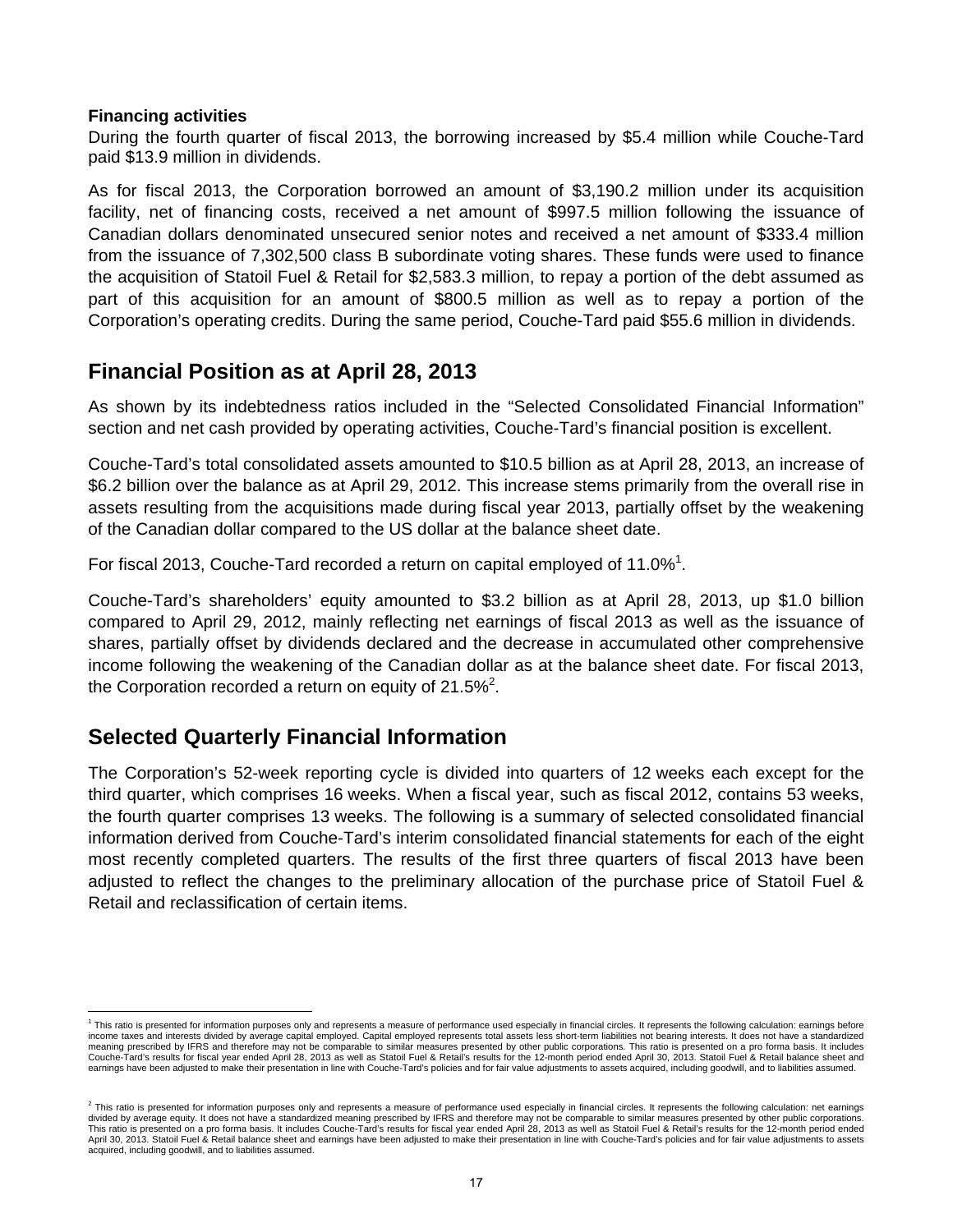**Financing activities**

During the fourth quarter of fiscal 2013, the borrowing increased by $5.4 million while Couche-Tard paid $13.9 million in dividends.

As for fiscal 2013, the Corporation borrowed an amount of $3,190.2 million under its acquisition facility, net of financing costs, received a net amount of $997.5 million following the issuance of Canadian dollars denominated unsecured senior notes and received a net amount of $333.4 million from the issuance of 7,302,500 class B subordinate voting shares. These funds were used to finance the acquisition of Statoil Fuel & Retail for $2,583.3 million, to repay a portion of the debt assumed as part of this acquisition for an amount of $800.5 million as well as to repay a portion of the Corporation's operating credits. During the same period, Couche-Tard paid $55.6 million in dividends.

## Financial Position as at April 28, 2013

As shown by its indebtedness ratios included in the "Selected Consolidated Financial Information" section and net cash provided by operating activities, Couche-Tard's financial position is excellent.

Couche-Tard's total consolidated assets amounted to $10.5 billion as at April 28, 2013, an increase of $6.2 billion over the balance as at April 29, 2012. This increase stems primarily from the overall rise in assets resulting from the acquisitions made during fiscal year 2013, partially offset by the weakening of the Canadian dollar compared to the US dollar at the balance sheet date.

For fiscal 2013, Couche-Tard recorded a return on capital employed of 11.0%[1].

Couche-Tard's shareholders' equity amounted to $3.2 billion as at April 28, 2013, up $1.0 billion compared to April 29, 2012, mainly reflecting net earnings of fiscal 2013 as well as the issuance of shares, partially offset by dividends declared and the decrease in accumulated other comprehensive income following the weakening of the Canadian dollar as at the balance sheet date. For fiscal 2013, the Corporation recorded a return on equity of 21.5%[2].

## Selected Quarterly Financial Information

The Corporation's 52-week reporting cycle is divided into quarters of 12 weeks each except for the third quarter, which comprises 16 weeks. When a fiscal year, such as fiscal 2012, contains 53 weeks, the fourth quarter comprises 13 weeks. The following is a summary of selected consolidated financial information derived from Couche-Tard's interim consolidated financial statements for each of the eight most recently completed quarters. The results of the first three quarters of fiscal 2013 have been adjusted to reflect the changes to the preliminary allocation of the purchase price of Statoil Fuel & Retail and reclassification of certain items.

---

[1] This ratio is presented for information purposes only and represents a measure of performance used especially in financial circles. It represents the following calculation: earnings before income taxes and interests divided by average capital employed. Capital employed represents total assets less short-term liabilities not bearing interests. It does not have a standardized meaning prescribed by IFRS and therefore may not be comparable to similar measures presented by other public corporations. This ratio is presented on a pro forma basis. It includes Couche-Tard's results for fiscal year ended April 28, 2013 as well as Statoil Fuel & Retail's results for the 12-month period ended April 30, 2013. Statoil Fuel & Retail balance sheet and earnings have been adjusted to make their presentation in line with Couche-Tard's policies and for fair value adjustments to assets acquired, including goodwill, and to liabilities assumed.

[2] This ratio is presented for information purposes only and represents a measure of performance used especially in financial circles. It represents the following calculation: net earnings divided by average equity. It does not have a standardized meaning prescribed by IFRS and therefore may not be comparable to similar measures presented by other public corporations. This ratio is presented on a pro forma basis. It includes Couche-Tard's results for fiscal year ended April 28, 2013 as well as Statoil Fuel & Retail's results for the 12-month period ended April 30, 2013. Statoil Fuel & Retail balance sheet and earnings have been adjusted to make their presentation in line with Couche-Tard's policies and for fair value adjustments to assets acquired, including goodwill, and to liabilities assumed.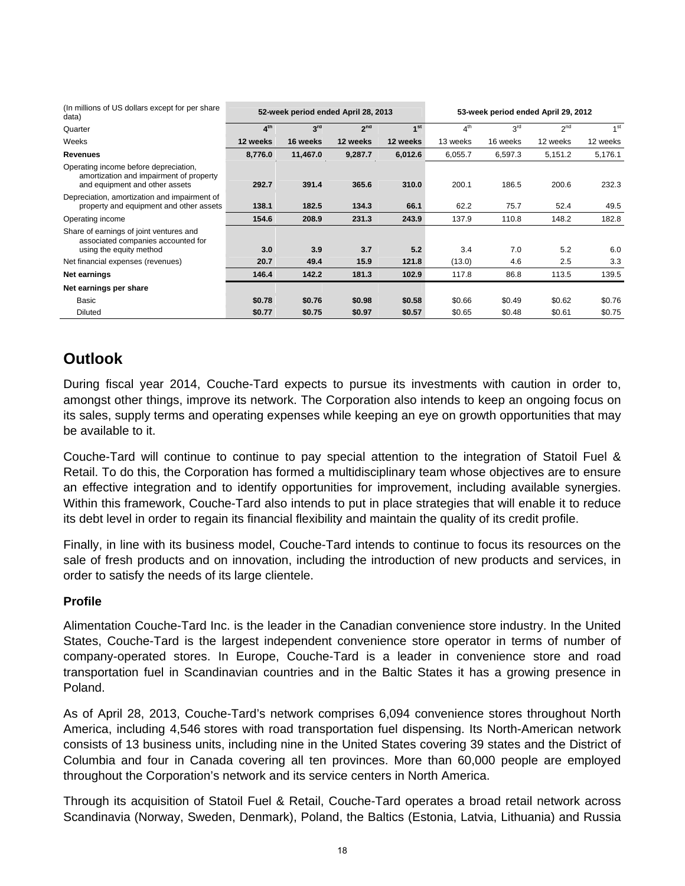| (In millions of US dollars except for per share data) | 52-week period ended April 28, 2013 | | | | 53-week period ended April 29, 2012 | | | |
|---|---|---|---|---|---|---|---|---|
| Quarter | **4th** | **3rd** | **2nd** | **1st** | 4th | 3rd | 2nd | 1st |
| Weeks | **12 weeks** | **16 weeks** | **12 weeks** | **12 weeks** | 13 weeks | 16 weeks | 12 weeks | 12 weeks |
| **Revenues** | **8,776.0** | **11,467.0** | **9,287.7** | **6,012.6** | 6,055.7 | 6,597.3 | 5,151.2 | 5,176.1 |
| Operating income before depreciation, amortization and impairment of property and equipment and other assets | **292.7** | **391.4** | **365.6** | **310.0** | 200.1 | 186.5 | 200.6 | 232.3 |
| Depreciation, amortization and impairment of property and equipment and other assets | **138.1** | **182.5** | **134.3** | **66.1** | 62.2 | 75.7 | 52.4 | 49.5 |
| Operating income | **154.6** | **208.9** | **231.3** | **243.9** | 137.9 | 110.8 | 148.2 | 182.8 |
| Share of earnings of joint ventures and associated companies accounted for using the equity method | **3.0** | **3.9** | **3.7** | **5.2** | 3.4 | 7.0 | 5.2 | 6.0 |
| Net financial expenses (revenues) | **20.7** | **49.4** | **15.9** | **121.8** | (13.0) | 4.6 | 2.5 | 3.3 |
| **Net earnings** | **146.4** | **142.2** | **181.3** | **102.9** | 117.8 | 86.8 | 113.5 | 139.5 |
| **Net earnings per share** | | | | | | | | |
| Basic | **$0.78** | **$0.76** | **$0.98** | **$0.58** | $0.66 | $0.49 | $0.62 | $0.76 |
| Diluted | **$0.77** | **$0.75** | **$0.97** | **$0.57** | $0.65 | $0.48 | $0.61 | $0.75 |

## Outlook

During fiscal year 2014, Couche-Tard expects to pursue its investments with caution in order to, amongst other things, improve its network. The Corporation also intends to keep an ongoing focus on its sales, supply terms and operating expenses while keeping an eye on growth opportunities that may be available to it.

Couche-Tard will continue to continue to pay special attention to the integration of Statoil Fuel & Retail. To do this, the Corporation has formed a multidisciplinary team whose objectives are to ensure an effective integration and to identify opportunities for improvement, including available synergies. Within this framework, Couche-Tard also intends to put in place strategies that will enable it to reduce its debt level in order to regain its financial flexibility and maintain the quality of its credit profile.

Finally, in line with its business model, Couche-Tard intends to continue to focus its resources on the sale of fresh products and on innovation, including the introduction of new products and services, in order to satisfy the needs of its large clientele.

### Profile

Alimentation Couche-Tard Inc. is the leader in the Canadian convenience store industry. In the United States, Couche-Tard is the largest independent convenience store operator in terms of number of company-operated stores. In Europe, Couche-Tard is a leader in convenience store and road transportation fuel in Scandinavian countries and in the Baltic States it has a growing presence in Poland.

As of April 28, 2013, Couche-Tard's network comprises 6,094 convenience stores throughout North America, including 4,546 stores with road transportation fuel dispensing. Its North-American network consists of 13 business units, including nine in the United States covering 39 states and the District of Columbia and four in Canada covering all ten provinces. More than 60,000 people are employed throughout the Corporation's network and its service centers in North America.

Through its acquisition of Statoil Fuel & Retail, Couche-Tard operates a broad retail network across Scandinavia (Norway, Sweden, Denmark), Poland, the Baltics (Estonia, Latvia, Lithuania) and Russia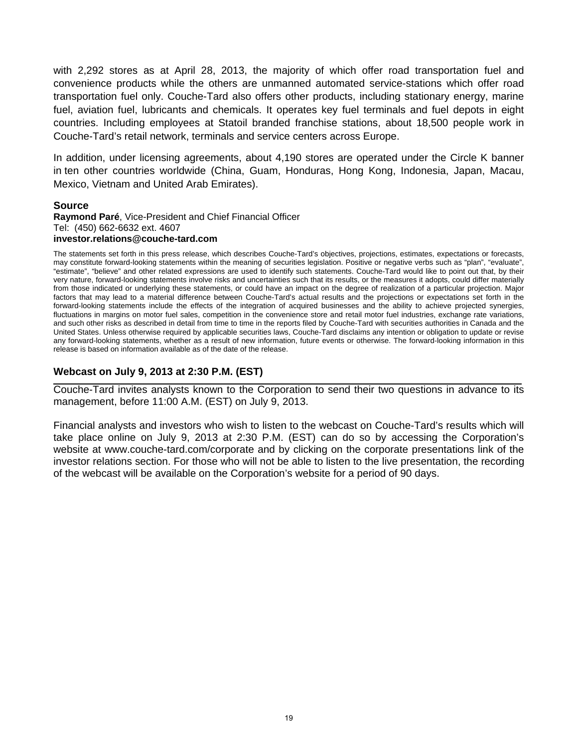with 2,292 stores as at April 28, 2013, the majority of which offer road transportation fuel and convenience products while the others are unmanned automated service-stations which offer road transportation fuel only. Couche-Tard also offers other products, including stationary energy, marine fuel, aviation fuel, lubricants and chemicals. It operates key fuel terminals and fuel depots in eight countries. Including employees at Statoil branded franchise stations, about 18,500 people work in Couche-Tard's retail network, terminals and service centers across Europe.

In addition, under licensing agreements, about 4,190 stores are operated under the Circle K banner in ten other countries worldwide (China, Guam, Honduras, Hong Kong, Indonesia, Japan, Macau, Mexico, Vietnam and United Arab Emirates).

**Source**
**Raymond Paré**, Vice-President and Chief Financial Officer
Tel: (450) 662-6632 ext. 4607
**investor.relations@couche-tard.com**

The statements set forth in this press release, which describes Couche-Tard's objectives, projections, estimates, expectations or forecasts, may constitute forward-looking statements within the meaning of securities legislation. Positive or negative verbs such as "plan", "evaluate", "estimate", "believe" and other related expressions are used to identify such statements. Couche-Tard would like to point out that, by their very nature, forward-looking statements involve risks and uncertainties such that its results, or the measures it adopts, could differ materially from those indicated or underlying these statements, or could have an impact on the degree of realization of a particular projection. Major factors that may lead to a material difference between Couche-Tard's actual results and the projections or expectations set forth in the forward-looking statements include the effects of the integration of acquired businesses and the ability to achieve projected synergies, fluctuations in margins on motor fuel sales, competition in the convenience store and retail motor fuel industries, exchange rate variations, and such other risks as described in detail from time to time in the reports filed by Couche-Tard with securities authorities in Canada and the United States. Unless otherwise required by applicable securities laws, Couche-Tard disclaims any intention or obligation to update or revise any forward-looking statements, whether as a result of new information, future events or otherwise. The forward-looking information in this release is based on information available as of the date of the release.

## Webcast on July 9, 2013 at 2:30 P.M. (EST)

Couche-Tard invites analysts known to the Corporation to send their two questions in advance to its management, before 11:00 A.M. (EST) on July 9, 2013.

Financial analysts and investors who wish to listen to the webcast on Couche-Tard's results which will take place online on July 9, 2013 at 2:30 P.M. (EST) can do so by accessing the Corporation's website at www.couche-tard.com/corporate and by clicking on the corporate presentations link of the investor relations section. For those who will not be able to listen to the live presentation, the recording of the webcast will be available on the Corporation's website for a period of 90 days.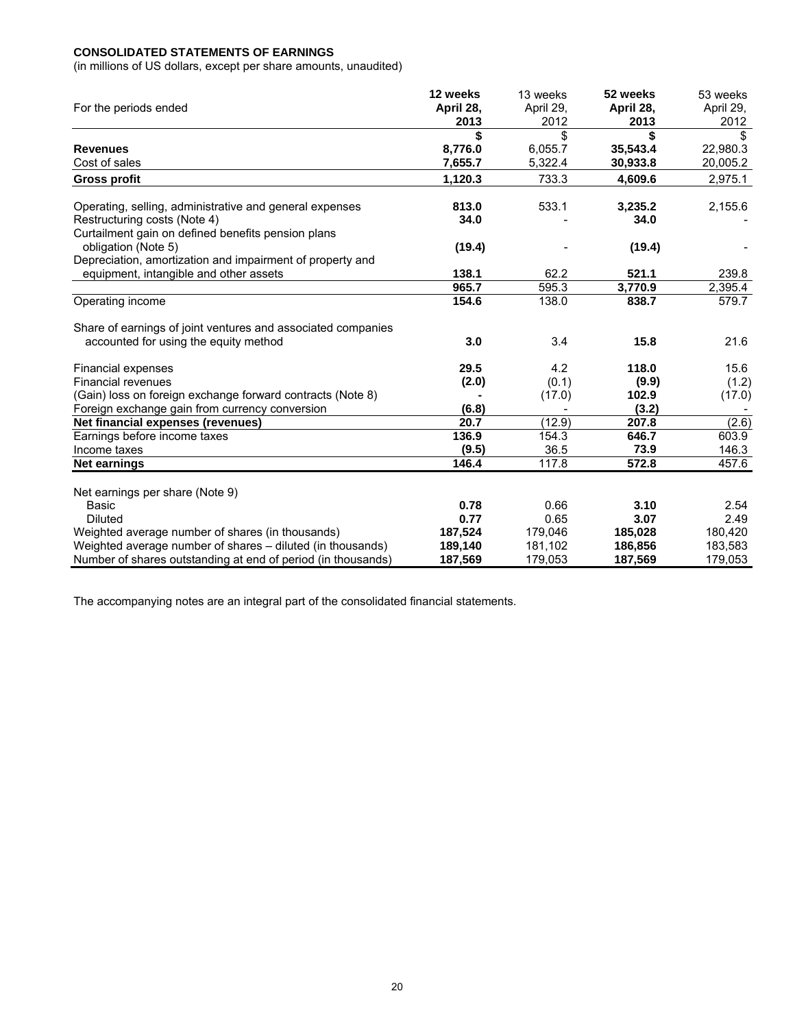**CONSOLIDATED STATEMENTS OF EARNINGS**
(in millions of US dollars, except per share amounts, unaudited)

| For the periods ended | **12 weeks April 28, 2013** | 13 weeks April 29, 2012 | **52 weeks April 28, 2013** | 53 weeks April 29, 2012 |
|---|---|---|---|---|
| | **$** | $ | **$** | $ |
| **Revenues** | **8,776.0** | 6,055.7 | **35,543.4** | 22,980.3 |
| Cost of sales | **7,655.7** | 5,322.4 | **30,933.8** | 20,005.2 |
| **Gross profit** | **1,120.3** | 733.3 | **4,609.6** | 2,975.1 |
| Operating, selling, administrative and general expenses | **813.0** | 533.1 | **3,235.2** | 2,155.6 |
| Restructuring costs (Note 4) | **34.0** | - | **34.0** | - |
| Curtailment gain on defined benefits pension plans obligation (Note 5) | **(19.4)** | - | **(19.4)** | - |
| Depreciation, amortization and impairment of property and equipment, intangible and other assets | **138.1** | 62.2 | **521.1** | 239.8 |
| | **965.7** | 595.3 | **3,770.9** | 2,395.4 |
| Operating income | **154.6** | 138.0 | **838.7** | 579.7 |
| Share of earnings of joint ventures and associated companies accounted for using the equity method | **3.0** | 3.4 | **15.8** | 21.6 |
| Financial expenses | **29.5** | 4.2 | **118.0** | 15.6 |
| Financial revenues | **(2.0)** | (0.1) | **(9.9)** | (1.2) |
| (Gain) loss on foreign exchange forward contracts (Note 8) | **-** | (17.0) | **102.9** | (17.0) |
| Foreign exchange gain from currency conversion | **(6.8)** | - | **(3.2)** | - |
| **Net financial expenses (revenues)** | **20.7** | (12.9) | **207.8** | (2.6) |
| Earnings before income taxes | **136.9** | 154.3 | **646.7** | 603.9 |
| Income taxes | **(9.5)** | 36.5 | **73.9** | 146.3 |
| **Net earnings** | **146.4** | 117.8 | **572.8** | 457.6 |
| Net earnings per share (Note 9) | | | | |
| Basic | **0.78** | 0.66 | **3.10** | 2.54 |
| Diluted | **0.77** | 0.65 | **3.07** | 2.49 |
| Weighted average number of shares (in thousands) | **187,524** | 179,046 | **185,028** | 180,420 |
| Weighted average number of shares – diluted (in thousands) | **189,140** | 181,102 | **186,856** | 183,583 |
| Number of shares outstanding at end of period (in thousands) | **187,569** | 179,053 | **187,569** | 179,053 |

The accompanying notes are an integral part of the consolidated financial statements.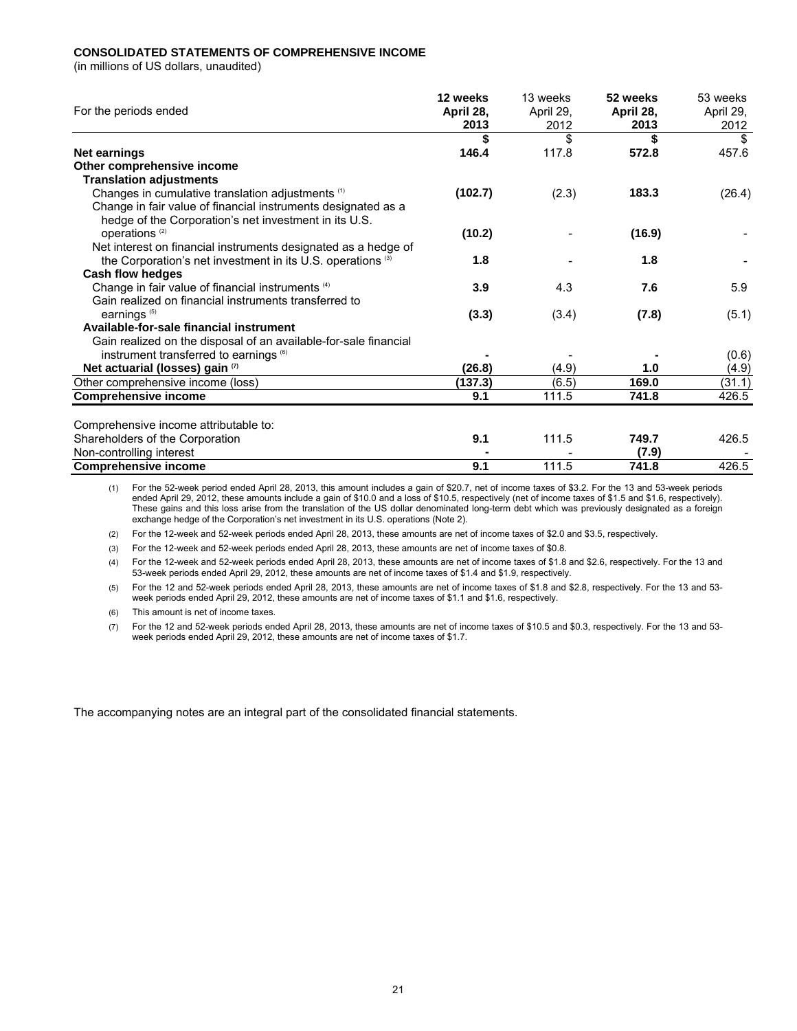**CONSOLIDATED STATEMENTS OF COMPREHENSIVE INCOME**

(in millions of US dollars, unaudited)

| For the periods ended | **12 weeks April 28, 2013** | 13 weeks April 29, 2012 | **52 weeks April 28, 2013** | 53 weeks April 29, 2012 |
|---|---|---|---|---|
| | **$** | $ | **$** | $ |
| **Net earnings** | **146.4** | 117.8 | **572.8** | 457.6 |
| **Other comprehensive income** | | | | |
| **Translation adjustments** | | | | |
| Changes in cumulative translation adjustments [(1)] | **(102.7)** | (2.3) | **183.3** | (26.4) |
| Change in fair value of financial instruments designated as a hedge of the Corporation's net investment in its U.S. operations [(2)] | **(10.2)** | - | **(16.9)** | - |
| Net interest on financial instruments designated as a hedge of the Corporation's net investment in its U.S. operations [(3)] | **1.8** | - | **1.8** | - |
| **Cash flow hedges** | | | | |
| Change in fair value of financial instruments [(4)] | **3.9** | 4.3 | **7.6** | 5.9 |
| Gain realized on financial instruments transferred to earnings [(5)] | **(3.3)** | (3.4) | **(7.8)** | (5.1) |
| **Available-for-sale financial instrument** | | | | |
| Gain realized on the disposal of an available-for-sale financial instrument transferred to earnings [(6)] | **-** | - | **-** | (0.6) |
| **Net actuarial (losses) gain [(7)]** | **(26.8)** | (4.9) | **1.0** | (4.9) |
| Other comprehensive income (loss) | **(137.3)** | (6.5) | **169.0** | (31.1) |
| **Comprehensive income** | **9.1** | 111.5 | **741.8** | 426.5 |
| | | | | |
| Comprehensive income attributable to: | | | | |
| Shareholders of the Corporation | **9.1** | 111.5 | **749.7** | 426.5 |
| Non-controlling interest | **-** | - | **(7.9)** | - |
| **Comprehensive income** | **9.1** | 111.5 | **741.8** | 426.5 |

(1) For the 52-week period ended April 28, 2013, this amount includes a gain of $20.7, net of income taxes of $3.2. For the 13 and 53-week periods ended April 29, 2012, these amounts include a gain of $10.0 and a loss of $10.5, respectively (net of income taxes of $1.5 and $1.6, respectively). These gains and this loss arise from the translation of the US dollar denominated long-term debt which was previously designated as a foreign exchange hedge of the Corporation's net investment in its U.S. operations (Note 2).

(2) For the 12-week and 52-week periods ended April 28, 2013, these amounts are net of income taxes of $2.0 and $3.5, respectively.

(3) For the 12-week and 52-week periods ended April 28, 2013, these amounts are net of income taxes of $0.8.

(4) For the 12-week and 52-week periods ended April 28, 2013, these amounts are net of income taxes of $1.8 and $2.6, respectively. For the 13 and 53-week periods ended April 29, 2012, these amounts are net of income taxes of $1.4 and $1.9, respectively.

(5) For the 12 and 52-week periods ended April 28, 2013, these amounts are net of income taxes of $1.8 and $2.8, respectively. For the 13 and 53-week periods ended April 29, 2012, these amounts are net of income taxes of $1.1 and $1.6, respectively.

(6) This amount is net of income taxes.

(7) For the 12 and 52-week periods ended April 28, 2013, these amounts are net of income taxes of $10.5 and $0.3, respectively. For the 13 and 53-week periods ended April 29, 2012, these amounts are net of income taxes of $1.7.

The accompanying notes are an integral part of the consolidated financial statements.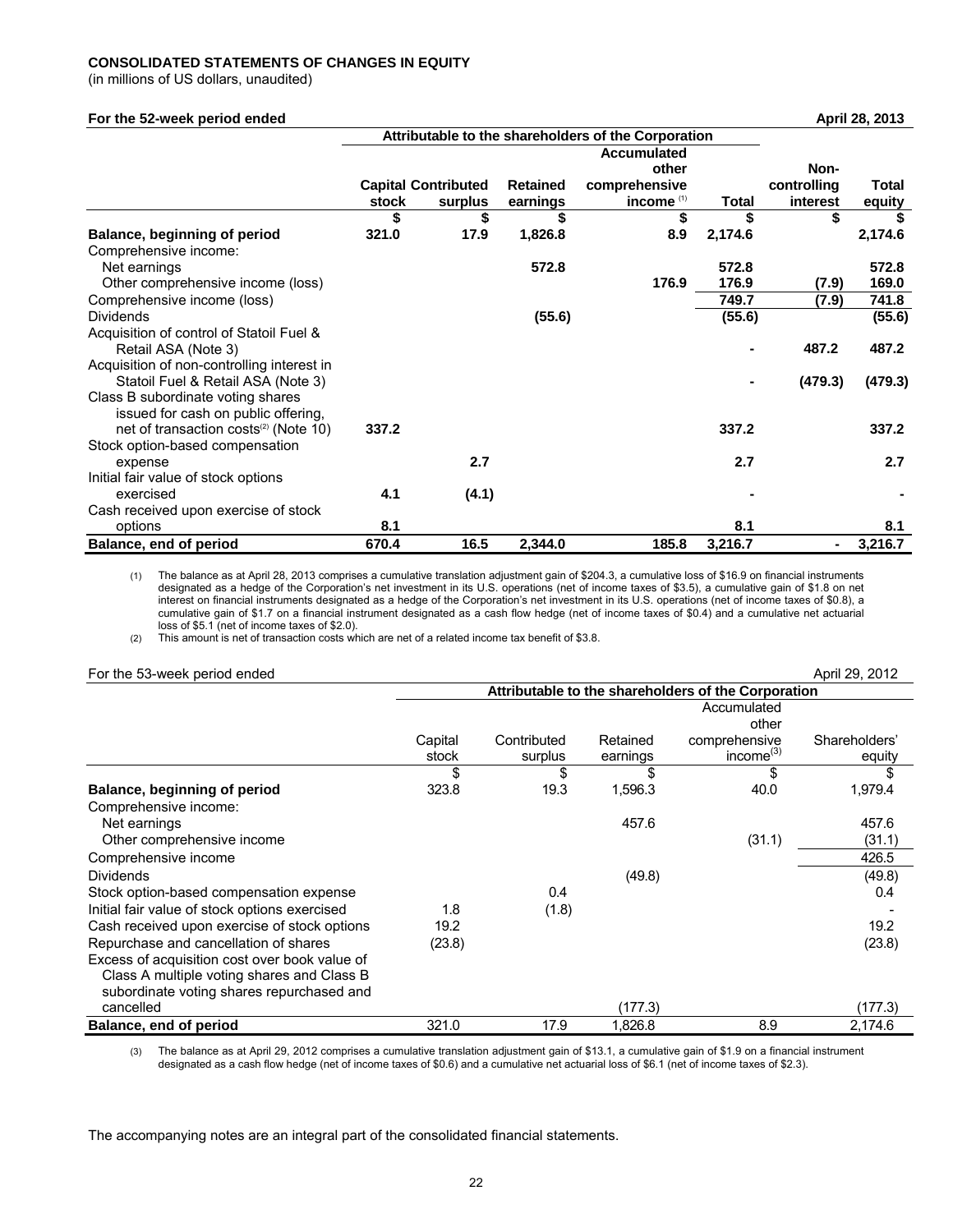**CONSOLIDATED STATEMENTS OF CHANGES IN EQUITY**
(in millions of US dollars, unaudited)

**For the 52-week period ended** **April 28, 2013**

| | Attributable to the shareholders of the Corporation | | | | | | |
|---|---|---|---|---|---|---|---|
| | **Capital stock** | **Contributed surplus** | **Retained earnings** | **Accumulated other comprehensive income** (1) | **Total** | **Non-controlling interest** | **Total equity** |
| | **\$** | **\$** | **\$** | **\$** | **\$** | **\$** | **\$** |
| **Balance, beginning of period** | **321.0** | **17.9** | **1,826.8** | **8.9** | **2,174.6** | | **2,174.6** |
| Comprehensive income: | | | | | | | |
| Net earnings | | | **572.8** | | **572.8** | | **572.8** |
| Other comprehensive income (loss) | | | | **176.9** | **176.9** | **(7.9)** | **169.0** |
| Comprehensive income (loss) | | | | | **749.7** | **(7.9)** | **741.8** |
| Dividends | | | **(55.6)** | | **(55.6)** | | **(55.6)** |
| Acquisition of control of Statoil Fuel & Retail ASA (Note 3) | | | | | **-** | **487.2** | **487.2** |
| Acquisition of non-controlling interest in Statoil Fuel & Retail ASA (Note 3) | | | | | **-** | **(479.3)** | **(479.3)** |
| Class B subordinate voting shares issued for cash on public offering, net of transaction costs(2) (Note 10) | **337.2** | | | | **337.2** | | **337.2** |
| Stock option-based compensation expense | | **2.7** | | | **2.7** | | **2.7** |
| Initial fair value of stock options exercised | **4.1** | **(4.1)** | | | **-** | | **-** |
| Cash received upon exercise of stock options | **8.1** | | | | **8.1** | | **8.1** |
| **Balance, end of period** | **670.4** | **16.5** | **2,344.0** | **185.8** | **3,216.7** | **-** | **3,216.7** |

(1) The balance as at April 28, 2013 comprises a cumulative translation adjustment gain of \$204.3, a cumulative loss of \$16.9 on financial instruments designated as a hedge of the Corporation's net investment in its U.S. operations (net of income taxes of \$3.5), a cumulative gain of \$1.8 on net interest on financial instruments designated as a hedge of the Corporation's net investment in its U.S. operations (net of income taxes of \$0.8), a cumulative gain of \$1.7 on a financial instrument designated as a cash flow hedge (net of income taxes of \$0.4) and a cumulative net actuarial loss of \$5.1 (net of income taxes of \$2.0).

(2) This amount is net of transaction costs which are net of a related income tax benefit of \$3.8.

For the 53-week period ended April 29, 2012

| | Attributable to the shareholders of the Corporation | | | | |
|---|---|---|---|---|---|
| | Capital stock | Contributed surplus | Retained earnings | Accumulated other comprehensive income(3) | Shareholders' equity |
| | \$ | \$ | \$ | \$ | \$ |
| **Balance, beginning of period** | 323.8 | 19.3 | 1,596.3 | 40.0 | 1,979.4 |
| Comprehensive income: | | | | | |
| Net earnings | | | 457.6 | | 457.6 |
| Other comprehensive income | | | | (31.1) | (31.1) |
| Comprehensive income | | | | | 426.5 |
| Dividends | | | (49.8) | | (49.8) |
| Stock option-based compensation expense | | 0.4 | | | 0.4 |
| Initial fair value of stock options exercised | 1.8 | (1.8) | | | - |
| Cash received upon exercise of stock options | 19.2 | | | | 19.2 |
| Repurchase and cancellation of shares | (23.8) | | | | (23.8) |
| Excess of acquisition cost over book value of Class A multiple voting shares and Class B subordinate voting shares repurchased and cancelled | | | (177.3) | | (177.3) |
| **Balance, end of period** | 321.0 | 17.9 | 1,826.8 | 8.9 | 2,174.6 |

(3) The balance as at April 29, 2012 comprises a cumulative translation adjustment gain of \$13.1, a cumulative gain of \$1.9 on a financial instrument designated as a cash flow hedge (net of income taxes of \$0.6) and a cumulative net actuarial loss of \$6.1 (net of income taxes of \$2.3).

The accompanying notes are an integral part of the consolidated financial statements.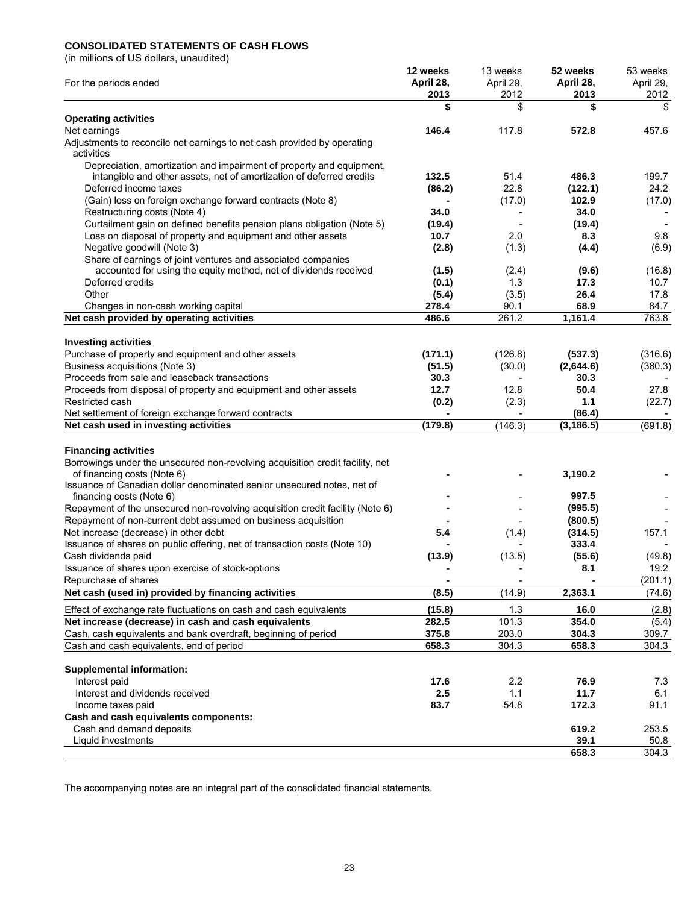**CONSOLIDATED STATEMENTS OF CASH FLOWS**
(in millions of US dollars, unaudited)

| For the periods ended | 12 weeks April 28, 2013 | 13 weeks April 29, 2012 | 52 weeks April 28, 2013 | 53 weeks April 29, 2012 |
|---|---|---|---|---|
| | **$** | $ | **$** | $ |
| **Operating activities** | | | | |
| Net earnings | **146.4** | 117.8 | **572.8** | 457.6 |
| Adjustments to reconcile net earnings to net cash provided by operating activities | | | | |
| Depreciation, amortization and impairment of property and equipment, intangible and other assets, net of amortization of deferred credits | **132.5** | 51.4 | **486.3** | 199.7 |
| Deferred income taxes | **(86.2)** | 22.8 | **(122.1)** | 24.2 |
| (Gain) loss on foreign exchange forward contracts (Note 8) | **-** | (17.0) | **102.9** | (17.0) |
| Restructuring costs (Note 4) | **34.0** | - | **34.0** | - |
| Curtailment gain on defined benefits pension plans obligation (Note 5) | **(19.4)** | - | **(19.4)** | - |
| Loss on disposal of property and equipment and other assets | **10.7** | 2.0 | **8.3** | 9.8 |
| Negative goodwill (Note 3) | **(2.8)** | (1.3) | **(4.4)** | (6.9) |
| Share of earnings of joint ventures and associated companies accounted for using the equity method, net of dividends received | **(1.5)** | (2.4) | **(9.6)** | (16.8) |
| Deferred credits | **(0.1)** | 1.3 | **17.3** | 10.7 |
| Other | **(5.4)** | (3.5) | **26.4** | 17.8 |
| Changes in non-cash working capital | **278.4** | 90.1 | **68.9** | 84.7 |
| **Net cash provided by operating activities** | **486.6** | 261.2 | **1,161.4** | 763.8 |
| | | | | |
| **Investing activities** | | | | |
| Purchase of property and equipment and other assets | **(171.1)** | (126.8) | **(537.3)** | (316.6) |
| Business acquisitions (Note 3) | **(51.5)** | (30.0) | **(2,644.6)** | (380.3) |
| Proceeds from sale and leaseback transactions | **30.3** | - | **30.3** | - |
| Proceeds from disposal of property and equipment and other assets | **12.7** | 12.8 | **50.4** | 27.8 |
| Restricted cash | **(0.2)** | (2.3) | **1.1** | (22.7) |
| Net settlement of foreign exchange forward contracts | **-** | - | **(86.4)** | - |
| **Net cash used in investing activities** | **(179.8)** | (146.3) | **(3,186.5)** | (691.8) |
| | | | | |
| **Financing activities** | | | | |
| Borrowings under the unsecured non-revolving acquisition credit facility, net of financing costs (Note 6) | **-** | - | **3,190.2** | - |
| Issuance of Canadian dollar denominated senior unsecured notes, net of financing costs (Note 6) | **-** | - | **997.5** | - |
| Repayment of the unsecured non-revolving acquisition credit facility (Note 6) | **-** | - | **(995.5)** | - |
| Repayment of non-current debt assumed on business acquisition | **-** | - | **(800.5)** | - |
| Net increase (decrease) in other debt | **5.4** | (1.4) | **(314.5)** | 157.1 |
| Issuance of shares on public offering, net of transaction costs (Note 10) | **-** | - | **333.4** | - |
| Cash dividends paid | **(13.9)** | (13.5) | **(55.6)** | (49.8) |
| Issuance of shares upon exercise of stock-options | **-** | - | **8.1** | 19.2 |
| Repurchase of shares | **-** | - | **-** | (201.1) |
| **Net cash (used in) provided by financing activities** | **(8.5)** | (14.9) | **2,363.1** | (74.6) |
| Effect of exchange rate fluctuations on cash and cash equivalents | **(15.8)** | 1.3 | **16.0** | (2.8) |
| **Net increase (decrease) in cash and cash equivalents** | **282.5** | 101.3 | **354.0** | (5.4) |
| Cash, cash equivalents and bank overdraft, beginning of period | **375.8** | 203.0 | **304.3** | 309.7 |
| Cash and cash equivalents, end of period | **658.3** | 304.3 | **658.3** | 304.3 |
| | | | | |
| **Supplemental information:** | | | | |
| Interest paid | **17.6** | 2.2 | **76.9** | 7.3 |
| Interest and dividends received | **2.5** | 1.1 | **11.7** | 6.1 |
| Income taxes paid | **83.7** | 54.8 | **172.3** | 91.1 |
| **Cash and cash equivalents components:** | | | | |
| Cash and demand deposits | | | **619.2** | 253.5 |
| Liquid investments | | | **39.1** | 50.8 |
| | | | **658.3** | 304.3 |

The accompanying notes are an integral part of the consolidated financial statements.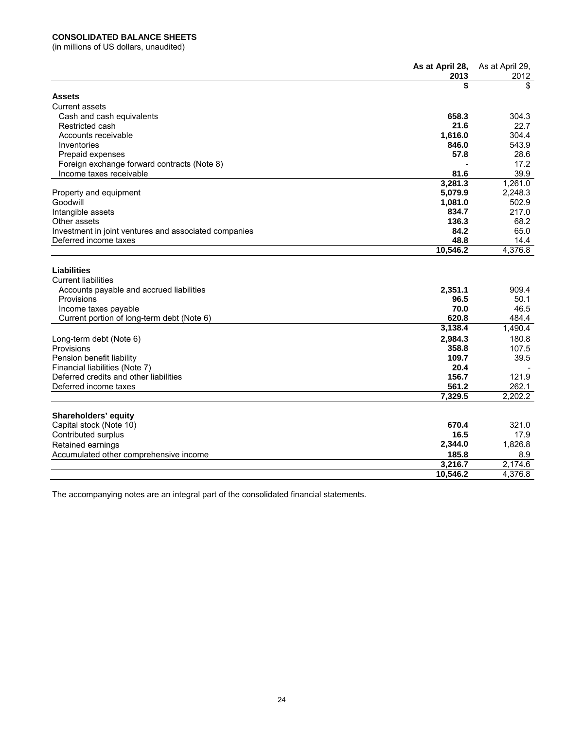**CONSOLIDATED BALANCE SHEETS**
(in millions of US dollars, unaudited)

| | **As at April 28, 2013** | As at April 29, 2012 |
|---|---|---|
| | **$** | $ |
| **Assets** | | |
| Current assets | | |
| Cash and cash equivalents | **658.3** | 304.3 |
| Restricted cash | **21.6** | 22.7 |
| Accounts receivable | **1,616.0** | 304.4 |
| Inventories | **846.0** | 543.9 |
| Prepaid expenses | **57.8** | 28.6 |
| Foreign exchange forward contracts (Note 8) | **-** | 17.2 |
| Income taxes receivable | **81.6** | 39.9 |
| | **3,281.3** | 1,261.0 |
| Property and equipment | **5,079.9** | 2,248.3 |
| Goodwill | **1,081.0** | 502.9 |
| Intangible assets | **834.7** | 217.0 |
| Other assets | **136.3** | 68.2 |
| Investment in joint ventures and associated companies | **84.2** | 65.0 |
| Deferred income taxes | **48.8** | 14.4 |
| | **10,546.2** | 4,376.8 |
| **Liabilities** | | |
| Current liabilities | | |
| Accounts payable and accrued liabilities | **2,351.1** | 909.4 |
| Provisions | **96.5** | 50.1 |
| Income taxes payable | **70.0** | 46.5 |
| Current portion of long-term debt (Note 6) | **620.8** | 484.4 |
| | **3,138.4** | 1,490.4 |
| Long-term debt (Note 6) | **2,984.3** | 180.8 |
| Provisions | **358.8** | 107.5 |
| Pension benefit liability | **109.7** | 39.5 |
| Financial liabilities (Note 7) | **20.4** | - |
| Deferred credits and other liabilities | **156.7** | 121.9 |
| Deferred income taxes | **561.2** | 262.1 |
| | **7,329.5** | 2,202.2 |
| **Shareholders' equity** | | |
| Capital stock (Note 10) | **670.4** | 321.0 |
| Contributed surplus | **16.5** | 17.9 |
| Retained earnings | **2,344.0** | 1,826.8 |
| Accumulated other comprehensive income | **185.8** | 8.9 |
| | **3,216.7** | 2,174.6 |
| | **10,546.2** | 4,376.8 |

The accompanying notes are an integral part of the consolidated financial statements.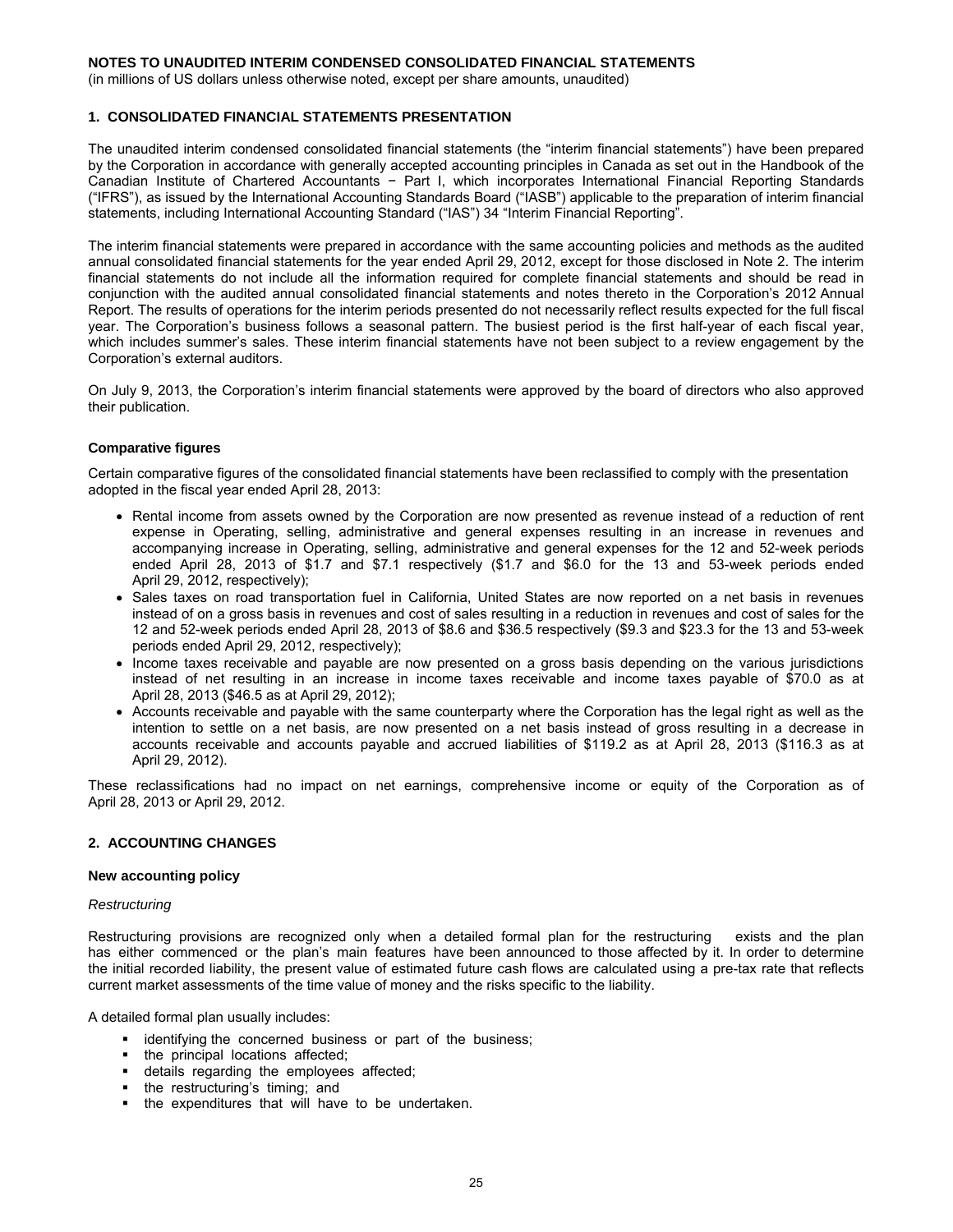**NOTES TO UNAUDITED INTERIM CONDENSED CONSOLIDATED FINANCIAL STATEMENTS**

(in millions of US dollars unless otherwise noted, except per share amounts, unaudited)

## 1. CONSOLIDATED FINANCIAL STATEMENTS PRESENTATION

The unaudited interim condensed consolidated financial statements (the "interim financial statements") have been prepared by the Corporation in accordance with generally accepted accounting principles in Canada as set out in the Handbook of the Canadian Institute of Chartered Accountants − Part I, which incorporates International Financial Reporting Standards ("IFRS"), as issued by the International Accounting Standards Board ("IASB") applicable to the preparation of interim financial statements, including International Accounting Standard ("IAS") 34 "Interim Financial Reporting".

The interim financial statements were prepared in accordance with the same accounting policies and methods as the audited annual consolidated financial statements for the year ended April 29, 2012, except for those disclosed in Note 2. The interim financial statements do not include all the information required for complete financial statements and should be read in conjunction with the audited annual consolidated financial statements and notes thereto in the Corporation's 2012 Annual Report. The results of operations for the interim periods presented do not necessarily reflect results expected for the full fiscal year. The Corporation's business follows a seasonal pattern. The busiest period is the first half-year of each fiscal year, which includes summer's sales. These interim financial statements have not been subject to a review engagement by the Corporation's external auditors.

On July 9, 2013, the Corporation's interim financial statements were approved by the board of directors who also approved their publication.

### Comparative figures

Certain comparative figures of the consolidated financial statements have been reclassified to comply with the presentation adopted in the fiscal year ended April 28, 2013:

- Rental income from assets owned by the Corporation are now presented as revenue instead of a reduction of rent expense in Operating, selling, administrative and general expenses resulting in an increase in revenues and accompanying increase in Operating, selling, administrative and general expenses for the 12 and 52-week periods ended April 28, 2013 of $1.7 and $7.1 respectively ($1.7 and $6.0 for the 13 and 53-week periods ended April 29, 2012, respectively);
- Sales taxes on road transportation fuel in California, United States are now reported on a net basis in revenues instead of on a gross basis in revenues and cost of sales resulting in a reduction in revenues and cost of sales for the 12 and 52-week periods ended April 28, 2013 of $8.6 and $36.5 respectively ($9.3 and $23.3 for the 13 and 53-week periods ended April 29, 2012, respectively);
- Income taxes receivable and payable are now presented on a gross basis depending on the various jurisdictions instead of net resulting in an increase in income taxes receivable and income taxes payable of $70.0 as at April 28, 2013 ($46.5 as at April 29, 2012);
- Accounts receivable and payable with the same counterparty where the Corporation has the legal right as well as the intention to settle on a net basis, are now presented on a net basis instead of gross resulting in a decrease in accounts receivable and accounts payable and accrued liabilities of $119.2 as at April 28, 2013 ($116.3 as at April 29, 2012).

These reclassifications had no impact on net earnings, comprehensive income or equity of the Corporation as of April 28, 2013 or April 29, 2012.

## 2. ACCOUNTING CHANGES

### New accounting policy

*Restructuring*

Restructuring provisions are recognized only when a detailed formal plan for the restructuring exists and the plan has either commenced or the plan's main features have been announced to those affected by it. In order to determine the initial recorded liability, the present value of estimated future cash flows are calculated using a pre-tax rate that reflects current market assessments of the time value of money and the risks specific to the liability.

A detailed formal plan usually includes:

- identifying the concerned business or part of the business;
- the principal locations affected;
- details regarding the employees affected;
- the restructuring's timing; and
- the expenditures that will have to be undertaken.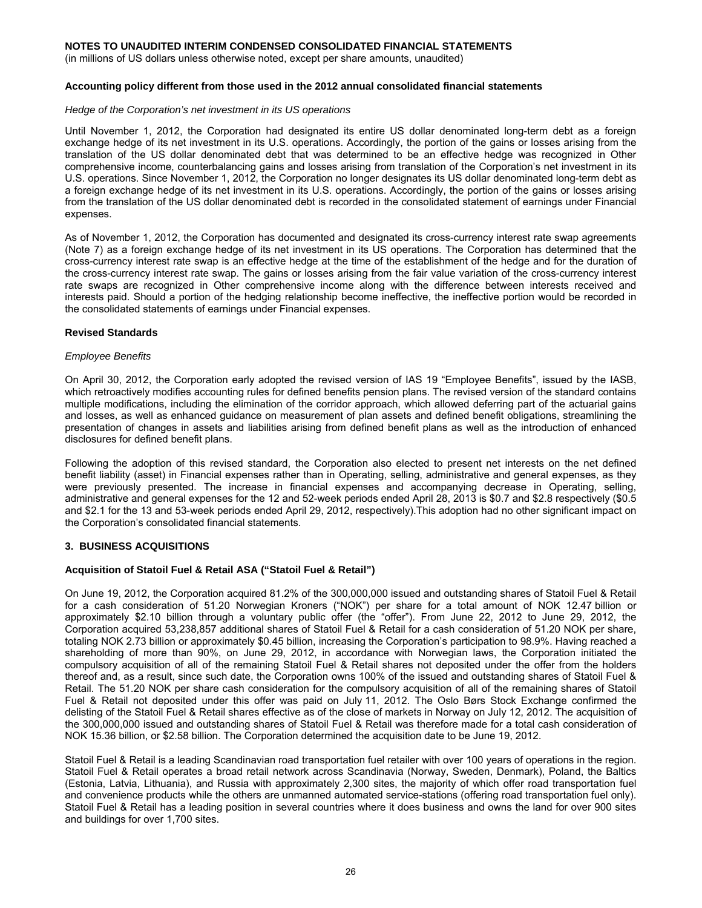**NOTES TO UNAUDITED INTERIM CONDENSED CONSOLIDATED FINANCIAL STATEMENTS**
(in millions of US dollars unless otherwise noted, except per share amounts, unaudited)

**Accounting policy different from those used in the 2012 annual consolidated financial statements**

*Hedge of the Corporation's net investment in its US operations*

Until November 1, 2012, the Corporation had designated its entire US dollar denominated long-term debt as a foreign exchange hedge of its net investment in its U.S. operations. Accordingly, the portion of the gains or losses arising from the translation of the US dollar denominated debt that was determined to be an effective hedge was recognized in Other comprehensive income, counterbalancing gains and losses arising from translation of the Corporation's net investment in its U.S. operations. Since November 1, 2012, the Corporation no longer designates its US dollar denominated long-term debt as a foreign exchange hedge of its net investment in its U.S. operations. Accordingly, the portion of the gains or losses arising from the translation of the US dollar denominated debt is recorded in the consolidated statement of earnings under Financial expenses.

As of November 1, 2012, the Corporation has documented and designated its cross-currency interest rate swap agreements (Note 7) as a foreign exchange hedge of its net investment in its US operations. The Corporation has determined that the cross-currency interest rate swap is an effective hedge at the time of the establishment of the hedge and for the duration of the cross-currency interest rate swap. The gains or losses arising from the fair value variation of the cross-currency interest rate swaps are recognized in Other comprehensive income along with the difference between interests received and interests paid. Should a portion of the hedging relationship become ineffective, the ineffective portion would be recorded in the consolidated statements of earnings under Financial expenses.

**Revised Standards**

*Employee Benefits*

On April 30, 2012, the Corporation early adopted the revised version of IAS 19 "Employee Benefits", issued by the IASB, which retroactively modifies accounting rules for defined benefits pension plans. The revised version of the standard contains multiple modifications, including the elimination of the corridor approach, which allowed deferring part of the actuarial gains and losses, as well as enhanced guidance on measurement of plan assets and defined benefit obligations, streamlining the presentation of changes in assets and liabilities arising from defined benefit plans as well as the introduction of enhanced disclosures for defined benefit plans.

Following the adoption of this revised standard, the Corporation also elected to present net interests on the net defined benefit liability (asset) in Financial expenses rather than in Operating, selling, administrative and general expenses, as they were previously presented. The increase in financial expenses and accompanying decrease in Operating, selling, administrative and general expenses for the 12 and 52-week periods ended April 28, 2013 is $0.7 and $2.8 respectively ($0.5 and $2.1 for the 13 and 53-week periods ended April 29, 2012, respectively).This adoption had no other significant impact on the Corporation's consolidated financial statements.

## 3. BUSINESS ACQUISITIONS

**Acquisition of Statoil Fuel & Retail ASA ("Statoil Fuel & Retail")**

On June 19, 2012, the Corporation acquired 81.2% of the 300,000,000 issued and outstanding shares of Statoil Fuel & Retail for a cash consideration of 51.20 Norwegian Kroners ("NOK") per share for a total amount of NOK 12.47 billion or approximately $2.10 billion through a voluntary public offer (the "offer"). From June 22, 2012 to June 29, 2012, the Corporation acquired 53,238,857 additional shares of Statoil Fuel & Retail for a cash consideration of 51.20 NOK per share, totaling NOK 2.73 billion or approximately $0.45 billion, increasing the Corporation's participation to 98.9%. Having reached a shareholding of more than 90%, on June 29, 2012, in accordance with Norwegian laws, the Corporation initiated the compulsory acquisition of all of the remaining Statoil Fuel & Retail shares not deposited under the offer from the holders thereof and, as a result, since such date, the Corporation owns 100% of the issued and outstanding shares of Statoil Fuel & Retail. The 51.20 NOK per share cash consideration for the compulsory acquisition of all of the remaining shares of Statoil Fuel & Retail not deposited under this offer was paid on July 11, 2012. The Oslo Børs Stock Exchange confirmed the delisting of the Statoil Fuel & Retail shares effective as of the close of markets in Norway on July 12, 2012. The acquisition of the 300,000,000 issued and outstanding shares of Statoil Fuel & Retail was therefore made for a total cash consideration of NOK 15.36 billion, or $2.58 billion. The Corporation determined the acquisition date to be June 19, 2012.

Statoil Fuel & Retail is a leading Scandinavian road transportation fuel retailer with over 100 years of operations in the region. Statoil Fuel & Retail operates a broad retail network across Scandinavia (Norway, Sweden, Denmark), Poland, the Baltics (Estonia, Latvia, Lithuania), and Russia with approximately 2,300 sites, the majority of which offer road transportation fuel and convenience products while the others are unmanned automated service-stations (offering road transportation fuel only). Statoil Fuel & Retail has a leading position in several countries where it does business and owns the land for over 900 sites and buildings for over 1,700 sites.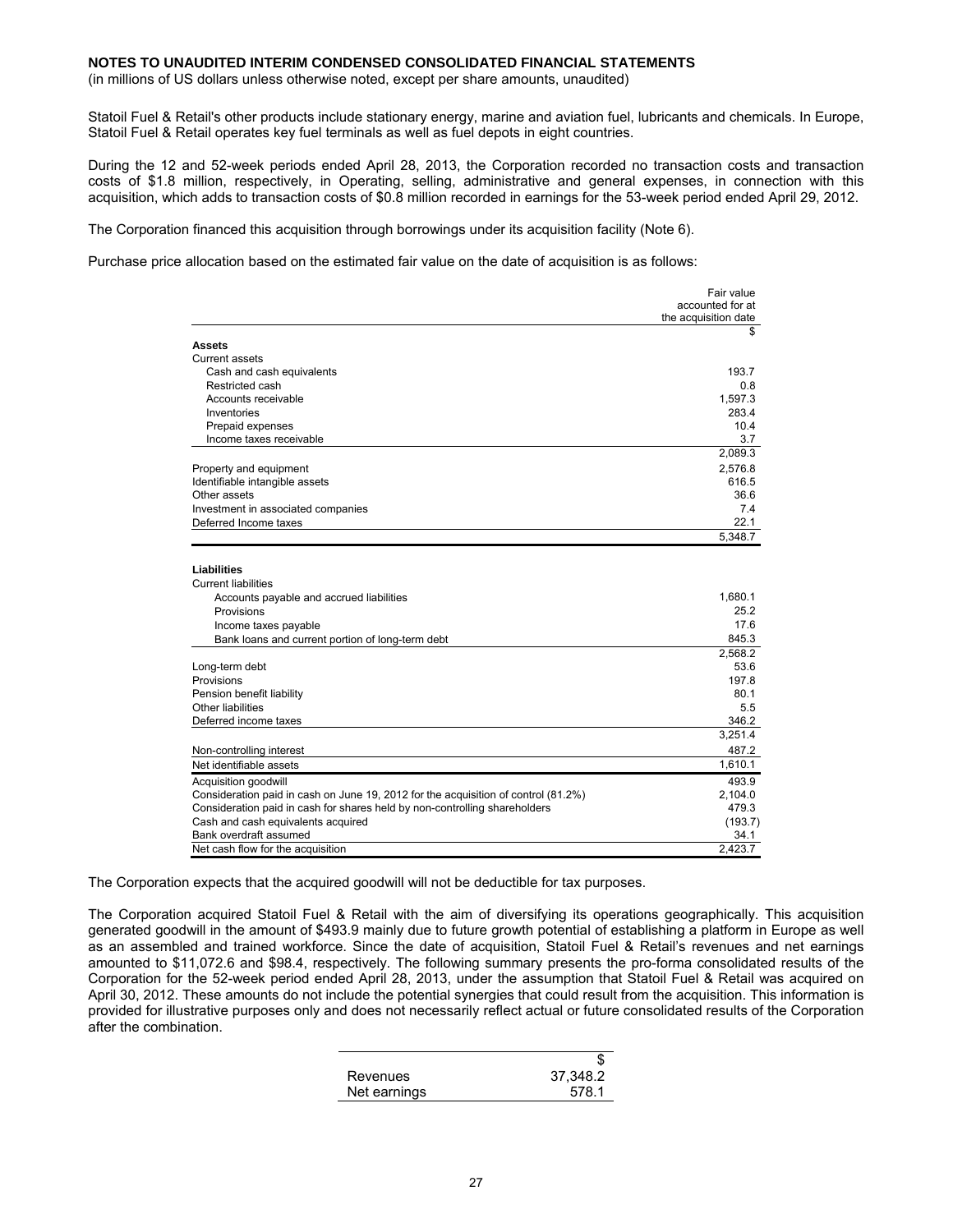**NOTES TO UNAUDITED INTERIM CONDENSED CONSOLIDATED FINANCIAL STATEMENTS**
(in millions of US dollars unless otherwise noted, except per share amounts, unaudited)

Statoil Fuel & Retail's other products include stationary energy, marine and aviation fuel, lubricants and chemicals. In Europe, Statoil Fuel & Retail operates key fuel terminals as well as fuel depots in eight countries.

During the 12 and 52-week periods ended April 28, 2013, the Corporation recorded no transaction costs and transaction costs of $1.8 million, respectively, in Operating, selling, administrative and general expenses, in connection with this acquisition, which adds to transaction costs of $0.8 million recorded in earnings for the 53-week period ended April 29, 2012.

The Corporation financed this acquisition through borrowings under its acquisition facility (Note 6).

Purchase price allocation based on the estimated fair value on the date of acquisition is as follows:

| | Fair value accounted for at the acquisition date |
|---|---|
| | $ |
| **Assets** | |
| Current assets | |
| Cash and cash equivalents | 193.7 |
| Restricted cash | 0.8 |
| Accounts receivable | 1,597.3 |
| Inventories | 283.4 |
| Prepaid expenses | 10.4 |
| Income taxes receivable | 3.7 |
| | 2,089.3 |
| Property and equipment | 2,576.8 |
| Identifiable intangible assets | 616.5 |
| Other assets | 36.6 |
| Investment in associated companies | 7.4 |
| Deferred Income taxes | 22.1 |
| | 5,348.7 |
| **Liabilities** | |
| Current liabilities | |
| Accounts payable and accrued liabilities | 1,680.1 |
| Provisions | 25.2 |
| Income taxes payable | 17.6 |
| Bank loans and current portion of long-term debt | 845.3 |
| | 2,568.2 |
| Long-term debt | 53.6 |
| Provisions | 197.8 |
| Pension benefit liability | 80.1 |
| Other liabilities | 5.5 |
| Deferred income taxes | 346.2 |
| | 3,251.4 |
| Non-controlling interest | 487.2 |
| Net identifiable assets | 1,610.1 |
| Acquisition goodwill | 493.9 |
| Consideration paid in cash on June 19, 2012 for the acquisition of control (81.2%) | 2,104.0 |
| Consideration paid in cash for shares held by non-controlling shareholders | 479.3 |
| Cash and cash equivalents acquired | (193.7) |
| Bank overdraft assumed | 34.1 |
| Net cash flow for the acquisition | 2,423.7 |

The Corporation expects that the acquired goodwill will not be deductible for tax purposes.

The Corporation acquired Statoil Fuel & Retail with the aim of diversifying its operations geographically. This acquisition generated goodwill in the amount of $493.9 mainly due to future growth potential of establishing a platform in Europe as well as an assembled and trained workforce. Since the date of acquisition, Statoil Fuel & Retail's revenues and net earnings amounted to $11,072.6 and $98.4, respectively. The following summary presents the pro-forma consolidated results of the Corporation for the 52-week period ended April 28, 2013, under the assumption that Statoil Fuel & Retail was acquired on April 30, 2012. These amounts do not include the potential synergies that could result from the acquisition. This information is provided for illustrative purposes only and does not necessarily reflect actual or future consolidated results of the Corporation after the combination.

| | $ |
|---|---|
| Revenues | 37,348.2 |
| Net earnings | 578.1 |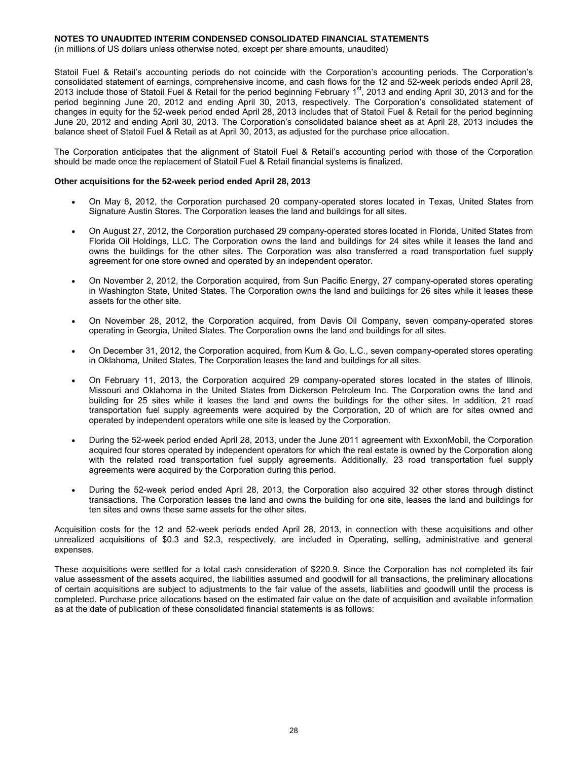**NOTES TO UNAUDITED INTERIM CONDENSED CONSOLIDATED FINANCIAL STATEMENTS**
(in millions of US dollars unless otherwise noted, except per share amounts, unaudited)

Statoil Fuel & Retail's accounting periods do not coincide with the Corporation's accounting periods. The Corporation's consolidated statement of earnings, comprehensive income, and cash flows for the 12 and 52-week periods ended April 28, 2013 include those of Statoil Fuel & Retail for the period beginning February 1st, 2013 and ending April 30, 2013 and for the period beginning June 20, 2012 and ending April 30, 2013, respectively. The Corporation's consolidated statement of changes in equity for the 52-week period ended April 28, 2013 includes that of Statoil Fuel & Retail for the period beginning June 20, 2012 and ending April 30, 2013. The Corporation's consolidated balance sheet as at April 28, 2013 includes the balance sheet of Statoil Fuel & Retail as at April 30, 2013, as adjusted for the purchase price allocation.

The Corporation anticipates that the alignment of Statoil Fuel & Retail's accounting period with those of the Corporation should be made once the replacement of Statoil Fuel & Retail financial systems is finalized.

**Other acquisitions for the 52-week period ended April 28, 2013**

- On May 8, 2012, the Corporation purchased 20 company-operated stores located in Texas, United States from Signature Austin Stores. The Corporation leases the land and buildings for all sites.
- On August 27, 2012, the Corporation purchased 29 company-operated stores located in Florida, United States from Florida Oil Holdings, LLC. The Corporation owns the land and buildings for 24 sites while it leases the land and owns the buildings for the other sites. The Corporation was also transferred a road transportation fuel supply agreement for one store owned and operated by an independent operator.
- On November 2, 2012, the Corporation acquired, from Sun Pacific Energy, 27 company-operated stores operating in Washington State, United States. The Corporation owns the land and buildings for 26 sites while it leases these assets for the other site.
- On November 28, 2012, the Corporation acquired, from Davis Oil Company, seven company-operated stores operating in Georgia, United States. The Corporation owns the land and buildings for all sites.
- On December 31, 2012, the Corporation acquired, from Kum & Go, L.C., seven company-operated stores operating in Oklahoma, United States. The Corporation leases the land and buildings for all sites.
- On February 11, 2013, the Corporation acquired 29 company-operated stores located in the states of Illinois, Missouri and Oklahoma in the United States from Dickerson Petroleum Inc. The Corporation owns the land and building for 25 sites while it leases the land and owns the buildings for the other sites. In addition, 21 road transportation fuel supply agreements were acquired by the Corporation, 20 of which are for sites owned and operated by independent operators while one site is leased by the Corporation.
- During the 52-week period ended April 28, 2013, under the June 2011 agreement with ExxonMobil, the Corporation acquired four stores operated by independent operators for which the real estate is owned by the Corporation along with the related road transportation fuel supply agreements. Additionally, 23 road transportation fuel supply agreements were acquired by the Corporation during this period.
- During the 52-week period ended April 28, 2013, the Corporation also acquired 32 other stores through distinct transactions. The Corporation leases the land and owns the building for one site, leases the land and buildings for ten sites and owns these same assets for the other sites.

Acquisition costs for the 12 and 52-week periods ended April 28, 2013, in connection with these acquisitions and other unrealized acquisitions of \$0.3 and \$2.3, respectively, are included in Operating, selling, administrative and general expenses.

These acquisitions were settled for a total cash consideration of \$220.9. Since the Corporation has not completed its fair value assessment of the assets acquired, the liabilities assumed and goodwill for all transactions, the preliminary allocations of certain acquisitions are subject to adjustments to the fair value of the assets, liabilities and goodwill until the process is completed. Purchase price allocations based on the estimated fair value on the date of acquisition and available information as at the date of publication of these consolidated financial statements is as follows: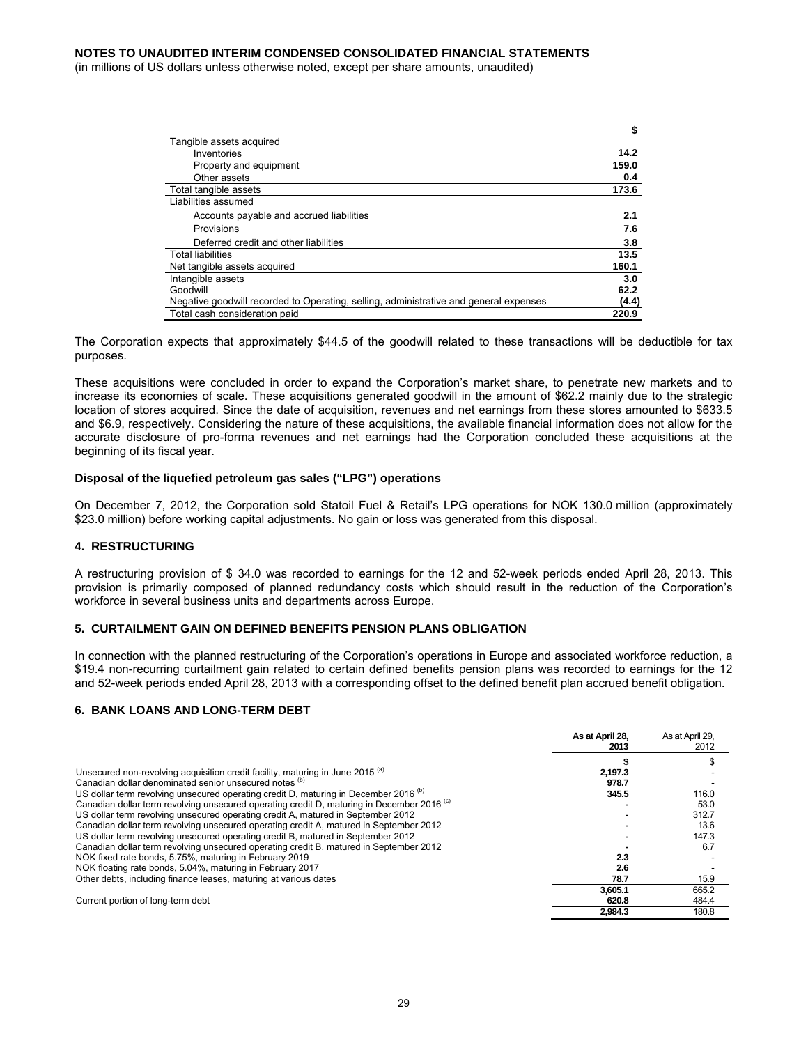**NOTES TO UNAUDITED INTERIM CONDENSED CONSOLIDATED FINANCIAL STATEMENTS**
(in millions of US dollars unless otherwise noted, except per share amounts, unaudited)

| | $ |
|---|---|
| Tangible assets acquired | |
| Inventories | **14.2** |
| Property and equipment | **159.0** |
| Other assets | **0.4** |
| Total tangible assets | **173.6** |
| Liabilities assumed | |
| Accounts payable and accrued liabilities | **2.1** |
| Provisions | **7.6** |
| Deferred credit and other liabilities | **3.8** |
| Total liabilities | **13.5** |
| Net tangible assets acquired | **160.1** |
| Intangible assets | **3.0** |
| Goodwill | **62.2** |
| Negative goodwill recorded to Operating, selling, administrative and general expenses | **(4.4)** |
| Total cash consideration paid | **220.9** |

The Corporation expects that approximately $44.5 of the goodwill related to these transactions will be deductible for tax purposes.

These acquisitions were concluded in order to expand the Corporation's market share, to penetrate new markets and to increase its economies of scale. These acquisitions generated goodwill in the amount of $62.2 mainly due to the strategic location of stores acquired. Since the date of acquisition, revenues and net earnings from these stores amounted to $633.5 and $6.9, respectively. Considering the nature of these acquisitions, the available financial information does not allow for the accurate disclosure of pro-forma revenues and net earnings had the Corporation concluded these acquisitions at the beginning of its fiscal year.

**Disposal of the liquefied petroleum gas sales ("LPG") operations**

On December 7, 2012, the Corporation sold Statoil Fuel & Retail's LPG operations for NOK 130.0 million (approximately $23.0 million) before working capital adjustments. No gain or loss was generated from this disposal.

## 4. RESTRUCTURING

A restructuring provision of $ 34.0 was recorded to earnings for the 12 and 52-week periods ended April 28, 2013. This provision is primarily composed of planned redundancy costs which should result in the reduction of the Corporation's workforce in several business units and departments across Europe.

## 5. CURTAILMENT GAIN ON DEFINED BENEFITS PENSION PLANS OBLIGATION

In connection with the planned restructuring of the Corporation's operations in Europe and associated workforce reduction, a $19.4 non-recurring curtailment gain related to certain defined benefits pension plans was recorded to earnings for the 12 and 52-week periods ended April 28, 2013 with a corresponding offset to the defined benefit plan accrued benefit obligation.

## 6. BANK LOANS AND LONG-TERM DEBT

| | **As at April 28, 2013** | As at April 29, 2012 |
|---|---|---|
| | **$** | $ |
| Unsecured non-revolving acquisition credit facility, maturing in June 2015 [(a)] | **2,197.3** | - |
| Canadian dollar denominated senior unsecured notes [(b)] | **978.7** | - |
| US dollar term revolving unsecured operating credit D, maturing in December 2016 [(b)] | **345.5** | 116.0 |
| Canadian dollar term revolving unsecured operating credit D, maturing in December 2016 [(c)] | **-** | 53.0 |
| US dollar term revolving unsecured operating credit A, matured in September 2012 | **-** | 312.7 |
| Canadian dollar term revolving unsecured operating credit A, matured in September 2012 | **-** | 13.6 |
| US dollar term revolving unsecured operating credit B, matured in September 2012 | **-** | 147.3 |
| Canadian dollar term revolving unsecured operating credit B, matured in September 2012 | **-** | 6.7 |
| NOK fixed rate bonds, 5.75%, maturing in February 2019 | **2.3** | - |
| NOK floating rate bonds, 5.04%, maturing in February 2017 | **2.6** | - |
| Other debts, including finance leases, maturing at various dates | **78.7** | 15.9 |
| | **3,605.1** | 665.2 |
| Current portion of long-term debt | **620.8** | 484.4 |
| | **2,984.3** | 180.8 |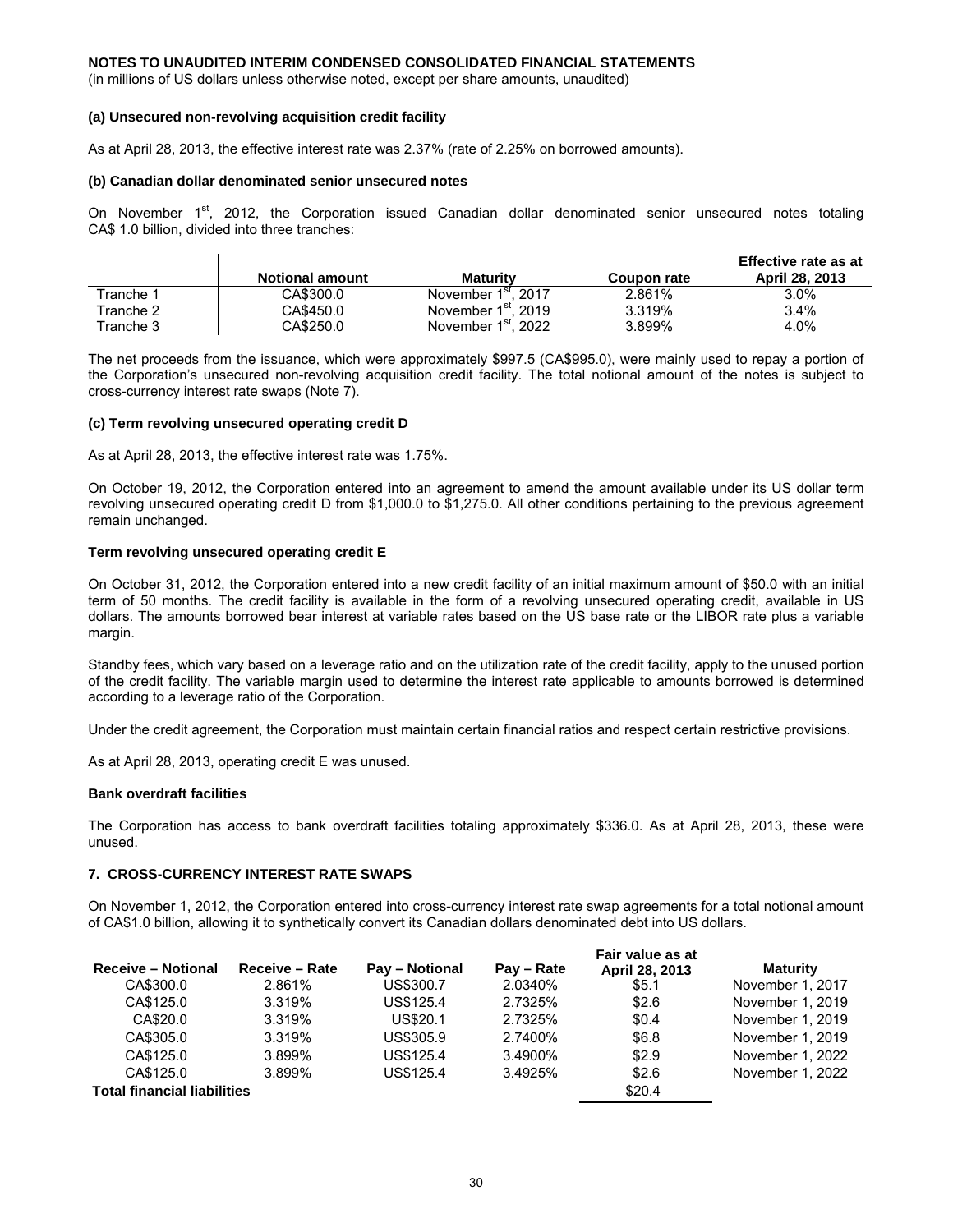**NOTES TO UNAUDITED INTERIM CONDENSED CONSOLIDATED FINANCIAL STATEMENTS**
(in millions of US dollars unless otherwise noted, except per share amounts, unaudited)

**(a) Unsecured non-revolving acquisition credit facility**

As at April 28, 2013, the effective interest rate was 2.37% (rate of 2.25% on borrowed amounts).

**(b) Canadian dollar denominated senior unsecured notes**

On November 1st, 2012, the Corporation issued Canadian dollar denominated senior unsecured notes totaling CA$ 1.0 billion, divided into three tranches:

| | Notional amount | Maturity | Coupon rate | Effective rate as at April 28, 2013 |
|---|---|---|---|---|
| Tranche 1 | CA$300.0 | November 1st, 2017 | 2.861% | 3.0% |
| Tranche 2 | CA$450.0 | November 1st, 2019 | 3.319% | 3.4% |
| Tranche 3 | CA$250.0 | November 1st, 2022 | 3.899% | 4.0% |

The net proceeds from the issuance, which were approximately $997.5 (CA$995.0), were mainly used to repay a portion of the Corporation's unsecured non-revolving acquisition credit facility. The total notional amount of the notes is subject to cross-currency interest rate swaps (Note 7).

**(c) Term revolving unsecured operating credit D**

As at April 28, 2013, the effective interest rate was 1.75%.

On October 19, 2012, the Corporation entered into an agreement to amend the amount available under its US dollar term revolving unsecured operating credit D from $1,000.0 to $1,275.0. All other conditions pertaining to the previous agreement remain unchanged.

**Term revolving unsecured operating credit E**

On October 31, 2012, the Corporation entered into a new credit facility of an initial maximum amount of $50.0 with an initial term of 50 months. The credit facility is available in the form of a revolving unsecured operating credit, available in US dollars. The amounts borrowed bear interest at variable rates based on the US base rate or the LIBOR rate plus a variable margin.

Standby fees, which vary based on a leverage ratio and on the utilization rate of the credit facility, apply to the unused portion of the credit facility. The variable margin used to determine the interest rate applicable to amounts borrowed is determined according to a leverage ratio of the Corporation.

Under the credit agreement, the Corporation must maintain certain financial ratios and respect certain restrictive provisions.

As at April 28, 2013, operating credit E was unused.

**Bank overdraft facilities**

The Corporation has access to bank overdraft facilities totaling approximately $336.0. As at April 28, 2013, these were unused.

## 7. CROSS-CURRENCY INTEREST RATE SWAPS

On November 1, 2012, the Corporation entered into cross-currency interest rate swap agreements for a total notional amount of CA$1.0 billion, allowing it to synthetically convert its Canadian dollars denominated debt into US dollars.

| Receive – Notional | Receive – Rate | Pay – Notional | Pay – Rate | Fair value as at April 28, 2013 | Maturity |
|---|---|---|---|---|---|
| CA$300.0 | 2.861% | US$300.7 | 2.0340% | $5.1 | November 1, 2017 |
| CA$125.0 | 3.319% | US$125.4 | 2.7325% | $2.6 | November 1, 2019 |
| CA$20.0 | 3.319% | US$20.1 | 2.7325% | $0.4 | November 1, 2019 |
| CA$305.0 | 3.319% | US$305.9 | 2.7400% | $6.8 | November 1, 2019 |
| CA$125.0 | 3.899% | US$125.4 | 3.4900% | $2.9 | November 1, 2022 |
| CA$125.0 | 3.899% | US$125.4 | 3.4925% | $2.6 | November 1, 2022 |
| **Total financial liabilities** | | | | $20.4 | |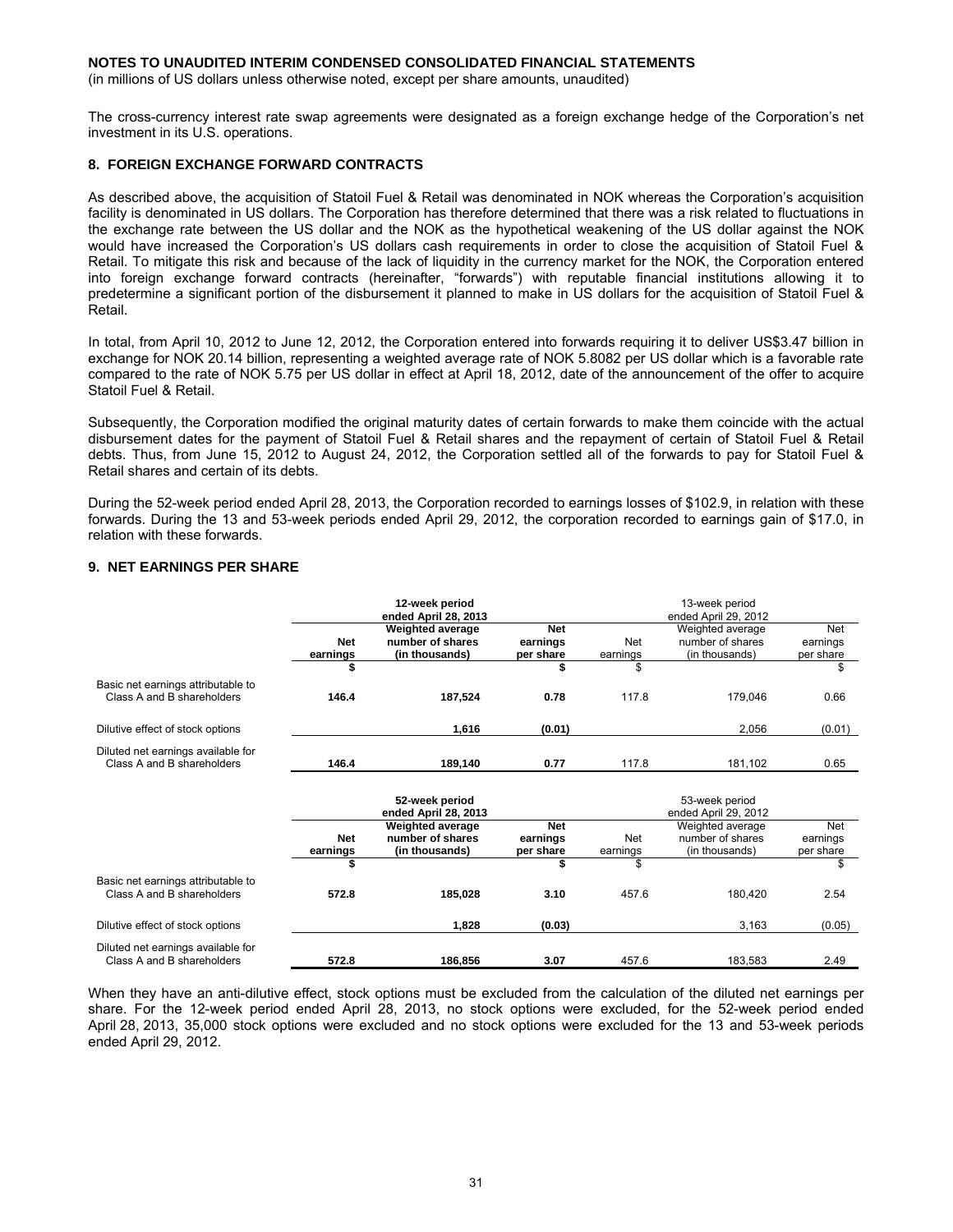**NOTES TO UNAUDITED INTERIM CONDENSED CONSOLIDATED FINANCIAL STATEMENTS**
(in millions of US dollars unless otherwise noted, except per share amounts, unaudited)

The cross-currency interest rate swap agreements were designated as a foreign exchange hedge of the Corporation's net investment in its U.S. operations.

## 8. FOREIGN EXCHANGE FORWARD CONTRACTS

As described above, the acquisition of Statoil Fuel & Retail was denominated in NOK whereas the Corporation's acquisition facility is denominated in US dollars. The Corporation has therefore determined that there was a risk related to fluctuations in the exchange rate between the US dollar and the NOK as the hypothetical weakening of the US dollar against the NOK would have increased the Corporation's US dollars cash requirements in order to close the acquisition of Statoil Fuel & Retail. To mitigate this risk and because of the lack of liquidity in the currency market for the NOK, the Corporation entered into foreign exchange forward contracts (hereinafter, "forwards") with reputable financial institutions allowing it to predetermine a significant portion of the disbursement it planned to make in US dollars for the acquisition of Statoil Fuel & Retail.

In total, from April 10, 2012 to June 12, 2012, the Corporation entered into forwards requiring it to deliver US$3.47 billion in exchange for NOK 20.14 billion, representing a weighted average rate of NOK 5.8082 per US dollar which is a favorable rate compared to the rate of NOK 5.75 per US dollar in effect at April 18, 2012, date of the announcement of the offer to acquire Statoil Fuel & Retail.

Subsequently, the Corporation modified the original maturity dates of certain forwards to make them coincide with the actual disbursement dates for the payment of Statoil Fuel & Retail shares and the repayment of certain of Statoil Fuel & Retail debts. Thus, from June 15, 2012 to August 24, 2012, the Corporation settled all of the forwards to pay for Statoil Fuel & Retail shares and certain of its debts.

During the 52-week period ended April 28, 2013, the Corporation recorded to earnings losses of $102.9, in relation with these forwards. During the 13 and 53-week periods ended April 29, 2012, the corporation recorded to earnings gain of $17.0, in relation with these forwards.

## 9. NET EARNINGS PER SHARE

| | **12-week period ended April 28, 2013** | | | 13-week period ended April 29, 2012 | | |
|---|---|---|---|---|---|---|
| | **Net earnings** | **Weighted average number of shares (in thousands)** | **Net earnings per share** | Net earnings | Weighted average number of shares (in thousands) | Net earnings per share |
| | **$** | | **$** | $ | | $ |
| Basic net earnings attributable to Class A and B shareholders | **146.4** | **187,524** | **0.78** | 117.8 | 179,046 | 0.66 |
| Dilutive effect of stock options | | **1,616** | **(0.01)** | | 2,056 | (0.01) |
| Diluted net earnings available for Class A and B shareholders | **146.4** | **189,140** | **0.77** | 117.8 | 181,102 | 0.65 |

| | **52-week period ended April 28, 2013** | | | 53-week period ended April 29, 2012 | | |
|---|---|---|---|---|---|---|
| | **Net earnings** | **Weighted average number of shares (in thousands)** | **Net earnings per share** | Net earnings | Weighted average number of shares (in thousands) | Net earnings per share |
| | **$** | | **$** | $ | | $ |
| Basic net earnings attributable to Class A and B shareholders | **572.8** | **185,028** | **3.10** | 457.6 | 180,420 | 2.54 |
| Dilutive effect of stock options | | **1,828** | **(0.03)** | | 3,163 | (0.05) |
| Diluted net earnings available for Class A and B shareholders | **572.8** | **186,856** | **3.07** | 457.6 | 183,583 | 2.49 |

When they have an anti-dilutive effect, stock options must be excluded from the calculation of the diluted net earnings per share. For the 12-week period ended April 28, 2013, no stock options were excluded, for the 52-week period ended April 28, 2013, 35,000 stock options were excluded and no stock options were excluded for the 13 and 53-week periods ended April 29, 2012.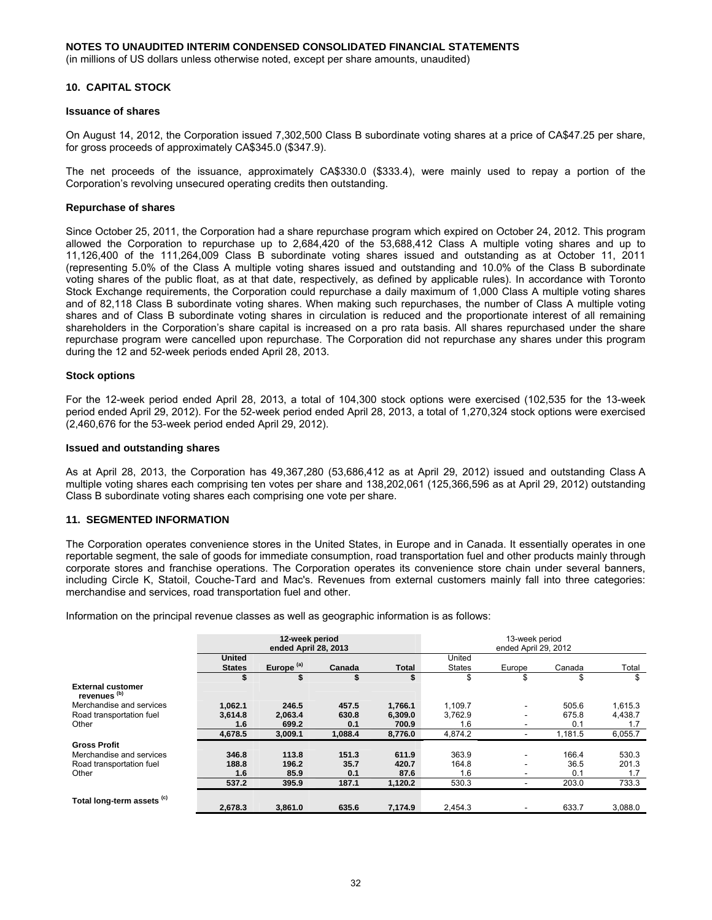**NOTES TO UNAUDITED INTERIM CONDENSED CONSOLIDATED FINANCIAL STATEMENTS**
(in millions of US dollars unless otherwise noted, except per share amounts, unaudited)

## 10. CAPITAL STOCK

### Issuance of shares

On August 14, 2012, the Corporation issued 7,302,500 Class B subordinate voting shares at a price of CA$47.25 per share, for gross proceeds of approximately CA$345.0 ($347.9).

The net proceeds of the issuance, approximately CA$330.0 ($333.4), were mainly used to repay a portion of the Corporation's revolving unsecured operating credits then outstanding.

### Repurchase of shares

Since October 25, 2011, the Corporation had a share repurchase program which expired on October 24, 2012. This program allowed the Corporation to repurchase up to 2,684,420 of the 53,688,412 Class A multiple voting shares and up to 11,126,400 of the 111,264,009 Class B subordinate voting shares issued and outstanding as at October 11, 2011 (representing 5.0% of the Class A multiple voting shares issued and outstanding and 10.0% of the Class B subordinate voting shares of the public float, as at that date, respectively, as defined by applicable rules). In accordance with Toronto Stock Exchange requirements, the Corporation could repurchase a daily maximum of 1,000 Class A multiple voting shares and of 82,118 Class B subordinate voting shares. When making such repurchases, the number of Class A multiple voting shares and of Class B subordinate voting shares in circulation is reduced and the proportionate interest of all remaining shareholders in the Corporation's share capital is increased on a pro rata basis. All shares repurchased under the share repurchase program were cancelled upon repurchase. The Corporation did not repurchase any shares under this program during the 12 and 52-week periods ended April 28, 2013.

### Stock options

For the 12-week period ended April 28, 2013, a total of 104,300 stock options were exercised (102,535 for the 13-week period ended April 29, 2012). For the 52-week period ended April 28, 2013, a total of 1,270,324 stock options were exercised (2,460,676 for the 53-week period ended April 29, 2012).

### Issued and outstanding shares

As at April 28, 2013, the Corporation has 49,367,280 (53,686,412 as at April 29, 2012) issued and outstanding Class A multiple voting shares each comprising ten votes per share and 138,202,061 (125,366,596 as at April 29, 2012) outstanding Class B subordinate voting shares each comprising one vote per share.

## 11. SEGMENTED INFORMATION

The Corporation operates convenience stores in the United States, in Europe and in Canada. It essentially operates in one reportable segment, the sale of goods for immediate consumption, road transportation fuel and other products mainly through corporate stores and franchise operations. The Corporation operates its convenience store chain under several banners, including Circle K, Statoil, Couche-Tard and Mac's. Revenues from external customers mainly fall into three categories: merchandise and services, road transportation fuel and other.

Information on the principal revenue classes as well as geographic information is as follows:

| | **12-week period ended April 28, 2013** | | | | 13-week period ended April 29, 2012 | | | |
|---|---|---|---|---|---|---|---|---|
| | **United States** | **Europe [(a)]** | **Canada** | **Total** | United States | Europe | Canada | Total |
| | **$** | **$** | **$** | **$** | $ | $ | $ | $ |
| **External customer revenues [(b)]** | | | | | | | | |
| Merchandise and services | **1,062.1** | **246.5** | **457.5** | **1,766.1** | 1,109.7 | - | 505.6 | 1,615.3 |
| Road transportation fuel | **3,614.8** | **2,063.4** | **630.8** | **6,309.0** | 3,762.9 | - | 675.8 | 4,438.7 |
| Other | **1.6** | **699.2** | **0.1** | **700.9** | 1.6 | - | 0.1 | 1.7 |
| | **4,678.5** | **3,009.1** | **1,088.4** | **8,776.0** | 4,874.2 | - | 1,181.5 | 6,055.7 |
| **Gross Profit** | | | | | | | | |
| Merchandise and services | **346.8** | **113.8** | **151.3** | **611.9** | 363.9 | - | 166.4 | 530.3 |
| Road transportation fuel | **188.8** | **196.2** | **35.7** | **420.7** | 164.8 | - | 36.5 | 201.3 |
| Other | **1.6** | **85.9** | **0.1** | **87.6** | 1.6 | - | 0.1 | 1.7 |
| | **537.2** | **395.9** | **187.1** | **1,120.2** | 530.3 | - | 203.0 | 733.3 |
| **Total long-term assets [(c)]** | **2,678.3** | **3,861.0** | **635.6** | **7,174.9** | 2,454.3 | - | 633.7 | 3,088.0 |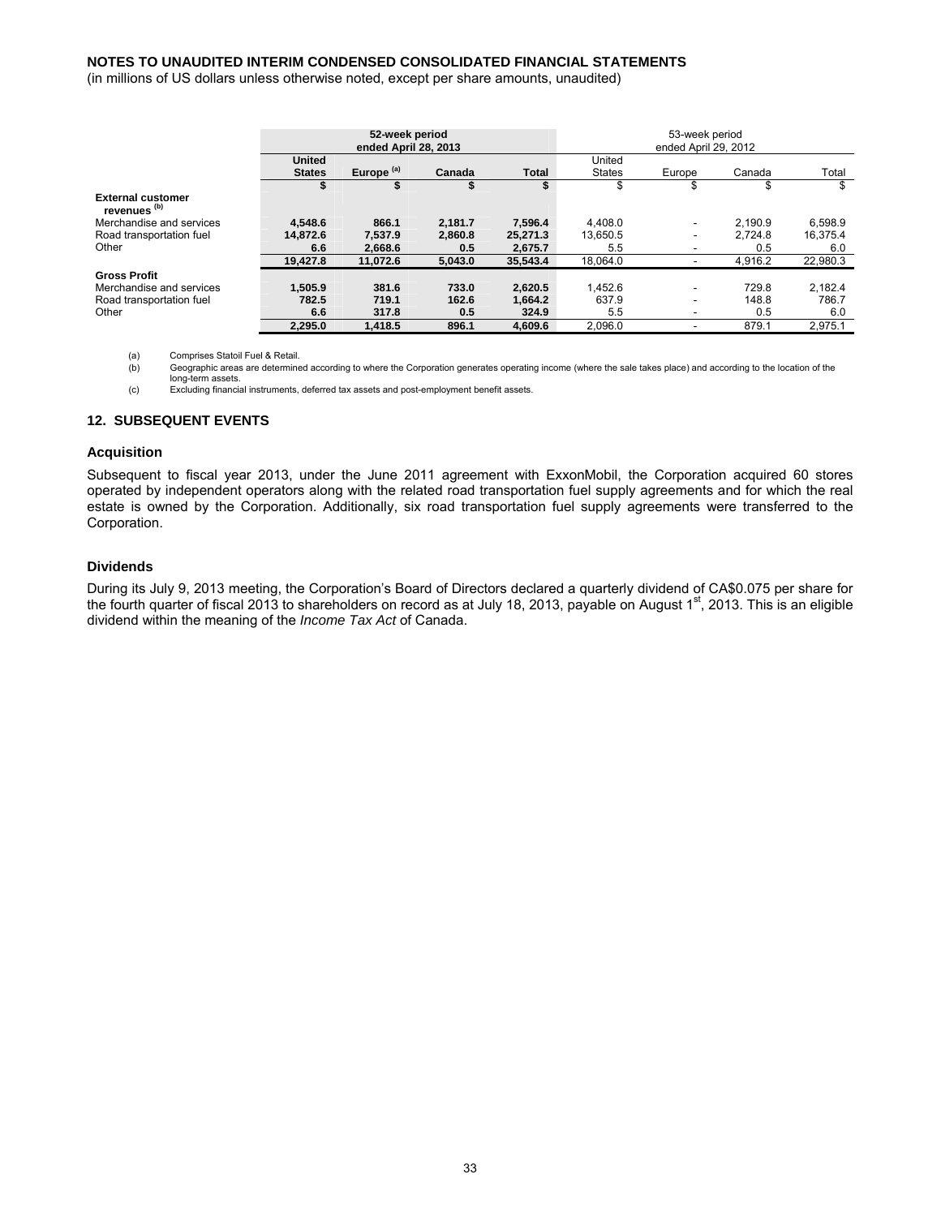**NOTES TO UNAUDITED INTERIM CONDENSED CONSOLIDATED FINANCIAL STATEMENTS**

(in millions of US dollars unless otherwise noted, except per share amounts, unaudited)

| | **52-week period ended April 28, 2013** | | | | 53-week period ended April 29, 2012 | | | |
|---|---|---|---|---|---|---|---|---|
| | **United States** | **Europe [(a)]** | **Canada** | **Total** | United States | Europe | Canada | Total |
| | **$** | **$** | **$** | **$** | $ | $ | $ | $ |
| **External customer revenues [(b)]** | | | | | | | | |
| Merchandise and services | **4,548.6** | **866.1** | **2,181.7** | **7,596.4** | 4,408.0 | - | 2,190.9 | 6,598.9 |
| Road transportation fuel | **14,872.6** | **7,537.9** | **2,860.8** | **25,271.3** | 13,650.5 | - | 2,724.8 | 16,375.4 |
| Other | **6.6** | **2,668.6** | **0.5** | **2,675.7** | 5.5 | - | 0.5 | 6.0 |
| | **19,427.8** | **11,072.6** | **5,043.0** | **35,543.4** | 18,064.0 | - | 4,916.2 | 22,980.3 |
| **Gross Profit** | | | | | | | | |
| Merchandise and services | **1,505.9** | **381.6** | **733.0** | **2,620.5** | 1,452.6 | - | 729.8 | 2,182.4 |
| Road transportation fuel | **782.5** | **719.1** | **162.6** | **1,664.2** | 637.9 | - | 148.8 | 786.7 |
| Other | **6.6** | **317.8** | **0.5** | **324.9** | 5.5 | - | 0.5 | 6.0 |
| | **2,295.0** | **1,418.5** | **896.1** | **4,609.6** | 2,096.0 | - | 879.1 | 2,975.1 |

(a) Comprises Statoil Fuel & Retail.

(b) Geographic areas are determined according to where the Corporation generates operating income (where the sale takes place) and according to the location of the long-term assets.

(c) Excluding financial instruments, deferred tax assets and post-employment benefit assets.

## 12. SUBSEQUENT EVENTS

### Acquisition

Subsequent to fiscal year 2013, under the June 2011 agreement with ExxonMobil, the Corporation acquired 60 stores operated by independent operators along with the related road transportation fuel supply agreements and for which the real estate is owned by the Corporation. Additionally, six road transportation fuel supply agreements were transferred to the Corporation.

### Dividends

During its July 9, 2013 meeting, the Corporation's Board of Directors declared a quarterly dividend of CA$0.075 per share for the fourth quarter of fiscal 2013 to shareholders on record as at July 18, 2013, payable on August 1st, 2013. This is an eligible dividend within the meaning of the *Income Tax Act* of Canada.